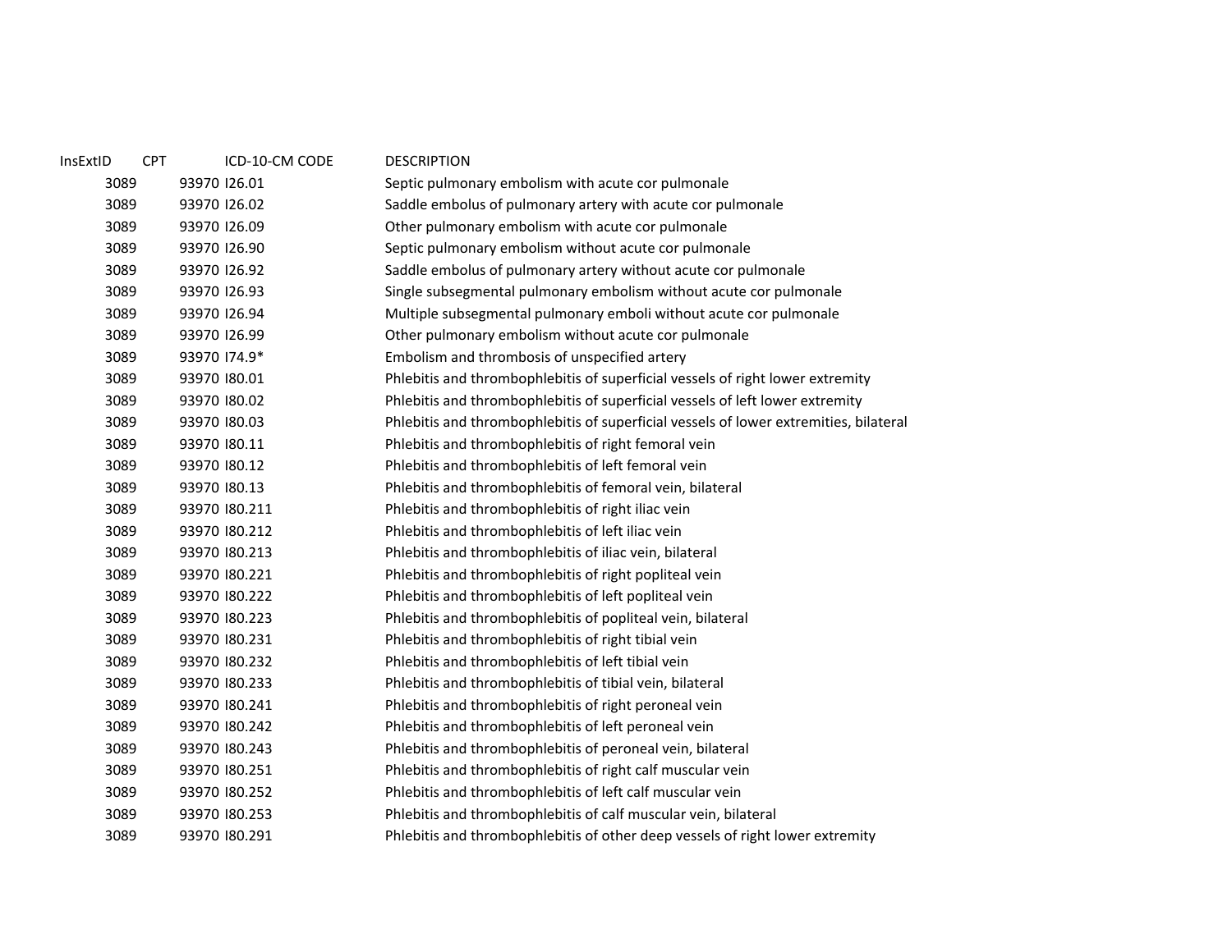| InsExtID | CPT | ICD-10-CM CODE | DESCRIPTION |
|---|---|---|---|
| 3089 | 93970 | I26.01 | Septic pulmonary embolism with acute cor pulmonale |
| 3089 | 93970 | I26.02 | Saddle embolus of pulmonary artery with acute cor pulmonale |
| 3089 | 93970 | I26.09 | Other pulmonary embolism with acute cor pulmonale |
| 3089 | 93970 | I26.90 | Septic pulmonary embolism without acute cor pulmonale |
| 3089 | 93970 | I26.92 | Saddle embolus of pulmonary artery without acute cor pulmonale |
| 3089 | 93970 | I26.93 | Single subsegmental pulmonary embolism without acute cor pulmonale |
| 3089 | 93970 | I26.94 | Multiple subsegmental pulmonary emboli without acute cor pulmonale |
| 3089 | 93970 | I26.99 | Other pulmonary embolism without acute cor pulmonale |
| 3089 | 93970 | I74.9* | Embolism and thrombosis of unspecified artery |
| 3089 | 93970 | I80.01 | Phlebitis and thrombophlebitis of superficial vessels of right lower extremity |
| 3089 | 93970 | I80.02 | Phlebitis and thrombophlebitis of superficial vessels of left lower extremity |
| 3089 | 93970 | I80.03 | Phlebitis and thrombophlebitis of superficial vessels of lower extremities, bilateral |
| 3089 | 93970 | I80.11 | Phlebitis and thrombophlebitis of right femoral vein |
| 3089 | 93970 | I80.12 | Phlebitis and thrombophlebitis of left femoral vein |
| 3089 | 93970 | I80.13 | Phlebitis and thrombophlebitis of femoral vein, bilateral |
| 3089 | 93970 | I80.211 | Phlebitis and thrombophlebitis of right iliac vein |
| 3089 | 93970 | I80.212 | Phlebitis and thrombophlebitis of left iliac vein |
| 3089 | 93970 | I80.213 | Phlebitis and thrombophlebitis of iliac vein, bilateral |
| 3089 | 93970 | I80.221 | Phlebitis and thrombophlebitis of right popliteal vein |
| 3089 | 93970 | I80.222 | Phlebitis and thrombophlebitis of left popliteal vein |
| 3089 | 93970 | I80.223 | Phlebitis and thrombophlebitis of popliteal vein, bilateral |
| 3089 | 93970 | I80.231 | Phlebitis and thrombophlebitis of right tibial vein |
| 3089 | 93970 | I80.232 | Phlebitis and thrombophlebitis of left tibial vein |
| 3089 | 93970 | I80.233 | Phlebitis and thrombophlebitis of tibial vein, bilateral |
| 3089 | 93970 | I80.241 | Phlebitis and thrombophlebitis of right peroneal vein |
| 3089 | 93970 | I80.242 | Phlebitis and thrombophlebitis of left peroneal vein |
| 3089 | 93970 | I80.243 | Phlebitis and thrombophlebitis of peroneal vein, bilateral |
| 3089 | 93970 | I80.251 | Phlebitis and thrombophlebitis of right calf muscular vein |
| 3089 | 93970 | I80.252 | Phlebitis and thrombophlebitis of left calf muscular vein |
| 3089 | 93970 | I80.253 | Phlebitis and thrombophlebitis of calf muscular vein, bilateral |
| 3089 | 93970 | I80.291 | Phlebitis and thrombophlebitis of other deep vessels of right lower extremity |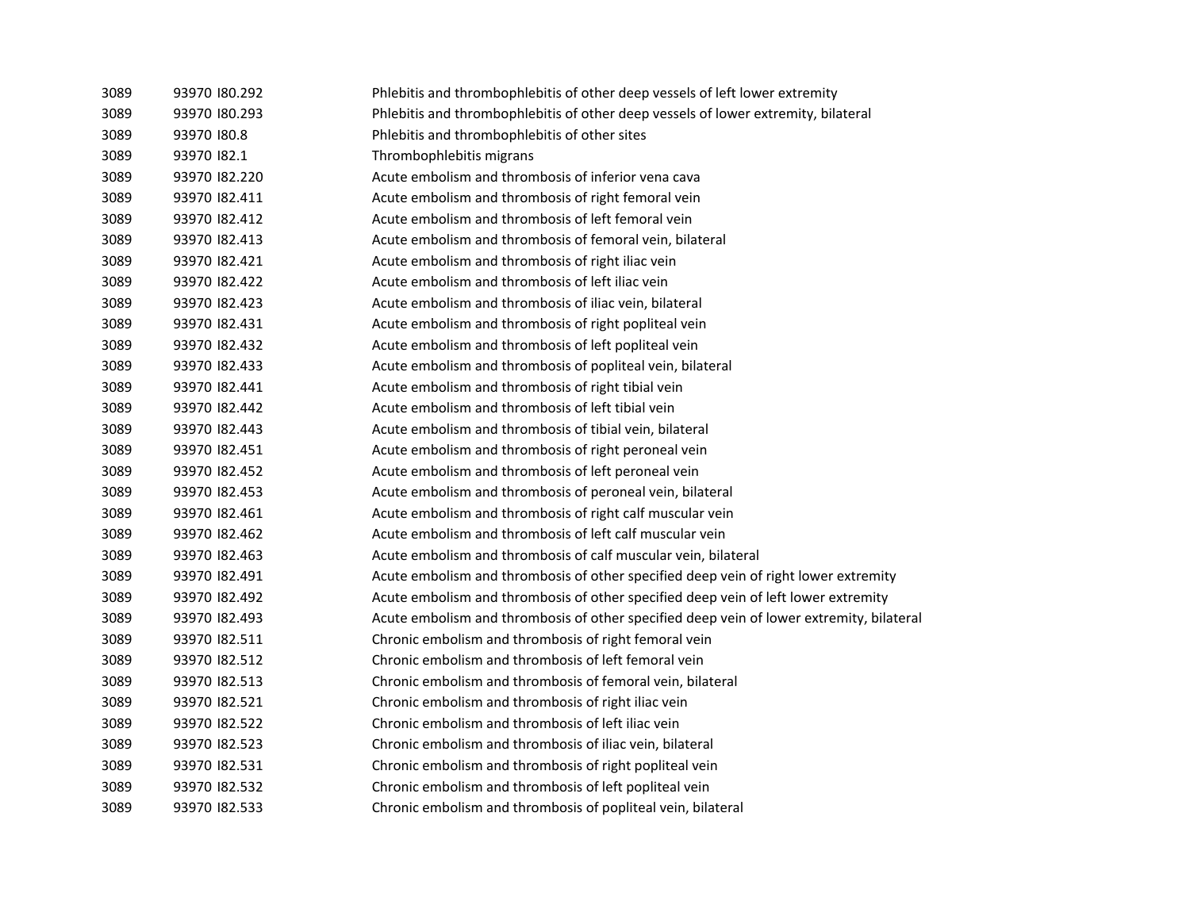| | | | |
|---|---|---|---|
| 3089 | 93970 | I80.292 | Phlebitis and thrombophlebitis of other deep vessels of left lower extremity |
| 3089 | 93970 | I80.293 | Phlebitis and thrombophlebitis of other deep vessels of lower extremity, bilateral |
| 3089 | 93970 | I80.8 | Phlebitis and thrombophlebitis of other sites |
| 3089 | 93970 | I82.1 | Thrombophlebitis migrans |
| 3089 | 93970 | I82.220 | Acute embolism and thrombosis of inferior vena cava |
| 3089 | 93970 | I82.411 | Acute embolism and thrombosis of right femoral vein |
| 3089 | 93970 | I82.412 | Acute embolism and thrombosis of left femoral vein |
| 3089 | 93970 | I82.413 | Acute embolism and thrombosis of femoral vein, bilateral |
| 3089 | 93970 | I82.421 | Acute embolism and thrombosis of right iliac vein |
| 3089 | 93970 | I82.422 | Acute embolism and thrombosis of left iliac vein |
| 3089 | 93970 | I82.423 | Acute embolism and thrombosis of iliac vein, bilateral |
| 3089 | 93970 | I82.431 | Acute embolism and thrombosis of right popliteal vein |
| 3089 | 93970 | I82.432 | Acute embolism and thrombosis of left popliteal vein |
| 3089 | 93970 | I82.433 | Acute embolism and thrombosis of popliteal vein, bilateral |
| 3089 | 93970 | I82.441 | Acute embolism and thrombosis of right tibial vein |
| 3089 | 93970 | I82.442 | Acute embolism and thrombosis of left tibial vein |
| 3089 | 93970 | I82.443 | Acute embolism and thrombosis of tibial vein, bilateral |
| 3089 | 93970 | I82.451 | Acute embolism and thrombosis of right peroneal vein |
| 3089 | 93970 | I82.452 | Acute embolism and thrombosis of left peroneal vein |
| 3089 | 93970 | I82.453 | Acute embolism and thrombosis of peroneal vein, bilateral |
| 3089 | 93970 | I82.461 | Acute embolism and thrombosis of right calf muscular vein |
| 3089 | 93970 | I82.462 | Acute embolism and thrombosis of left calf muscular vein |
| 3089 | 93970 | I82.463 | Acute embolism and thrombosis of calf muscular vein, bilateral |
| 3089 | 93970 | I82.491 | Acute embolism and thrombosis of other specified deep vein of right lower extremity |
| 3089 | 93970 | I82.492 | Acute embolism and thrombosis of other specified deep vein of left lower extremity |
| 3089 | 93970 | I82.493 | Acute embolism and thrombosis of other specified deep vein of lower extremity, bilateral |
| 3089 | 93970 | I82.511 | Chronic embolism and thrombosis of right femoral vein |
| 3089 | 93970 | I82.512 | Chronic embolism and thrombosis of left femoral vein |
| 3089 | 93970 | I82.513 | Chronic embolism and thrombosis of femoral vein, bilateral |
| 3089 | 93970 | I82.521 | Chronic embolism and thrombosis of right iliac vein |
| 3089 | 93970 | I82.522 | Chronic embolism and thrombosis of left iliac vein |
| 3089 | 93970 | I82.523 | Chronic embolism and thrombosis of iliac vein, bilateral |
| 3089 | 93970 | I82.531 | Chronic embolism and thrombosis of right popliteal vein |
| 3089 | 93970 | I82.532 | Chronic embolism and thrombosis of left popliteal vein |
| 3089 | 93970 | I82.533 | Chronic embolism and thrombosis of popliteal vein, bilateral |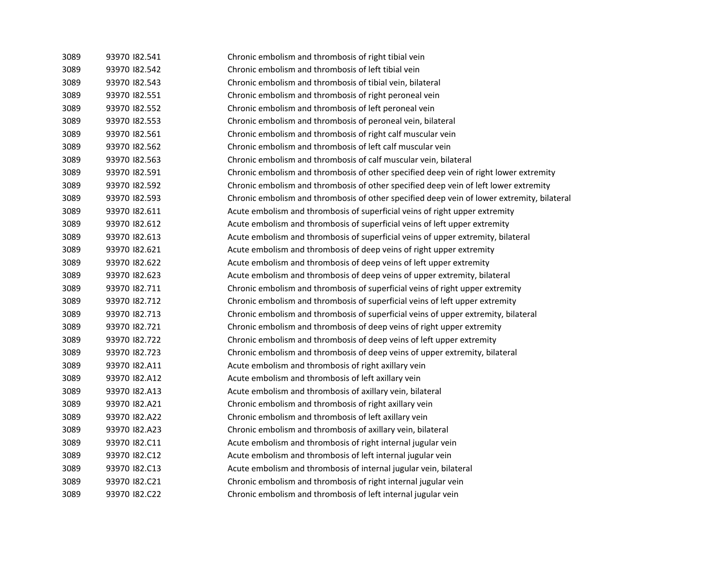| | | | |
|---|---|---|---|
| 3089 | 93970 | I82.541 | Chronic embolism and thrombosis of right tibial vein |
| 3089 | 93970 | I82.542 | Chronic embolism and thrombosis of left tibial vein |
| 3089 | 93970 | I82.543 | Chronic embolism and thrombosis of tibial vein, bilateral |
| 3089 | 93970 | I82.551 | Chronic embolism and thrombosis of right peroneal vein |
| 3089 | 93970 | I82.552 | Chronic embolism and thrombosis of left peroneal vein |
| 3089 | 93970 | I82.553 | Chronic embolism and thrombosis of peroneal vein, bilateral |
| 3089 | 93970 | I82.561 | Chronic embolism and thrombosis of right calf muscular vein |
| 3089 | 93970 | I82.562 | Chronic embolism and thrombosis of left calf muscular vein |
| 3089 | 93970 | I82.563 | Chronic embolism and thrombosis of calf muscular vein, bilateral |
| 3089 | 93970 | I82.591 | Chronic embolism and thrombosis of other specified deep vein of right lower extremity |
| 3089 | 93970 | I82.592 | Chronic embolism and thrombosis of other specified deep vein of left lower extremity |
| 3089 | 93970 | I82.593 | Chronic embolism and thrombosis of other specified deep vein of lower extremity, bilateral |
| 3089 | 93970 | I82.611 | Acute embolism and thrombosis of superficial veins of right upper extremity |
| 3089 | 93970 | I82.612 | Acute embolism and thrombosis of superficial veins of left upper extremity |
| 3089 | 93970 | I82.613 | Acute embolism and thrombosis of superficial veins of upper extremity, bilateral |
| 3089 | 93970 | I82.621 | Acute embolism and thrombosis of deep veins of right upper extremity |
| 3089 | 93970 | I82.622 | Acute embolism and thrombosis of deep veins of left upper extremity |
| 3089 | 93970 | I82.623 | Acute embolism and thrombosis of deep veins of upper extremity, bilateral |
| 3089 | 93970 | I82.711 | Chronic embolism and thrombosis of superficial veins of right upper extremity |
| 3089 | 93970 | I82.712 | Chronic embolism and thrombosis of superficial veins of left upper extremity |
| 3089 | 93970 | I82.713 | Chronic embolism and thrombosis of superficial veins of upper extremity, bilateral |
| 3089 | 93970 | I82.721 | Chronic embolism and thrombosis of deep veins of right upper extremity |
| 3089 | 93970 | I82.722 | Chronic embolism and thrombosis of deep veins of left upper extremity |
| 3089 | 93970 | I82.723 | Chronic embolism and thrombosis of deep veins of upper extremity, bilateral |
| 3089 | 93970 | I82.A11 | Acute embolism and thrombosis of right axillary vein |
| 3089 | 93970 | I82.A12 | Acute embolism and thrombosis of left axillary vein |
| 3089 | 93970 | I82.A13 | Acute embolism and thrombosis of axillary vein, bilateral |
| 3089 | 93970 | I82.A21 | Chronic embolism and thrombosis of right axillary vein |
| 3089 | 93970 | I82.A22 | Chronic embolism and thrombosis of left axillary vein |
| 3089 | 93970 | I82.A23 | Chronic embolism and thrombosis of axillary vein, bilateral |
| 3089 | 93970 | I82.C11 | Acute embolism and thrombosis of right internal jugular vein |
| 3089 | 93970 | I82.C12 | Acute embolism and thrombosis of left internal jugular vein |
| 3089 | 93970 | I82.C13 | Acute embolism and thrombosis of internal jugular vein, bilateral |
| 3089 | 93970 | I82.C21 | Chronic embolism and thrombosis of right internal jugular vein |
| 3089 | 93970 | I82.C22 | Chronic embolism and thrombosis of left internal jugular vein |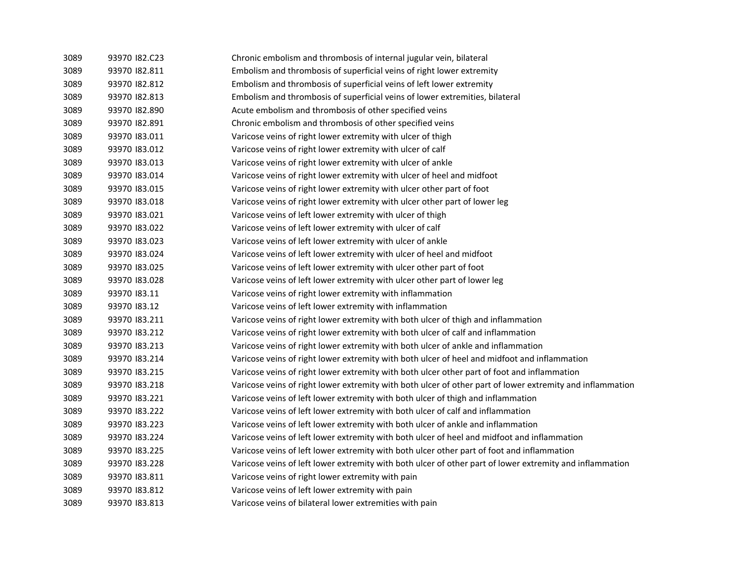| | | | |
|---|---|---|---|
| 3089 | 93970 | I82.C23 | Chronic embolism and thrombosis of internal jugular vein, bilateral |
| 3089 | 93970 | I82.811 | Embolism and thrombosis of superficial veins of right lower extremity |
| 3089 | 93970 | I82.812 | Embolism and thrombosis of superficial veins of left lower extremity |
| 3089 | 93970 | I82.813 | Embolism and thrombosis of superficial veins of lower extremities, bilateral |
| 3089 | 93970 | I82.890 | Acute embolism and thrombosis of other specified veins |
| 3089 | 93970 | I82.891 | Chronic embolism and thrombosis of other specified veins |
| 3089 | 93970 | I83.011 | Varicose veins of right lower extremity with ulcer of thigh |
| 3089 | 93970 | I83.012 | Varicose veins of right lower extremity with ulcer of calf |
| 3089 | 93970 | I83.013 | Varicose veins of right lower extremity with ulcer of ankle |
| 3089 | 93970 | I83.014 | Varicose veins of right lower extremity with ulcer of heel and midfoot |
| 3089 | 93970 | I83.015 | Varicose veins of right lower extremity with ulcer other part of foot |
| 3089 | 93970 | I83.018 | Varicose veins of right lower extremity with ulcer other part of lower leg |
| 3089 | 93970 | I83.021 | Varicose veins of left lower extremity with ulcer of thigh |
| 3089 | 93970 | I83.022 | Varicose veins of left lower extremity with ulcer of calf |
| 3089 | 93970 | I83.023 | Varicose veins of left lower extremity with ulcer of ankle |
| 3089 | 93970 | I83.024 | Varicose veins of left lower extremity with ulcer of heel and midfoot |
| 3089 | 93970 | I83.025 | Varicose veins of left lower extremity with ulcer other part of foot |
| 3089 | 93970 | I83.028 | Varicose veins of left lower extremity with ulcer other part of lower leg |
| 3089 | 93970 | I83.11 | Varicose veins of right lower extremity with inflammation |
| 3089 | 93970 | I83.12 | Varicose veins of left lower extremity with inflammation |
| 3089 | 93970 | I83.211 | Varicose veins of right lower extremity with both ulcer of thigh and inflammation |
| 3089 | 93970 | I83.212 | Varicose veins of right lower extremity with both ulcer of calf and inflammation |
| 3089 | 93970 | I83.213 | Varicose veins of right lower extremity with both ulcer of ankle and inflammation |
| 3089 | 93970 | I83.214 | Varicose veins of right lower extremity with both ulcer of heel and midfoot and inflammation |
| 3089 | 93970 | I83.215 | Varicose veins of right lower extremity with both ulcer other part of foot and inflammation |
| 3089 | 93970 | I83.218 | Varicose veins of right lower extremity with both ulcer of other part of lower extremity and inflammation |
| 3089 | 93970 | I83.221 | Varicose veins of left lower extremity with both ulcer of thigh and inflammation |
| 3089 | 93970 | I83.222 | Varicose veins of left lower extremity with both ulcer of calf and inflammation |
| 3089 | 93970 | I83.223 | Varicose veins of left lower extremity with both ulcer of ankle and inflammation |
| 3089 | 93970 | I83.224 | Varicose veins of left lower extremity with both ulcer of heel and midfoot and inflammation |
| 3089 | 93970 | I83.225 | Varicose veins of left lower extremity with both ulcer other part of foot and inflammation |
| 3089 | 93970 | I83.228 | Varicose veins of left lower extremity with both ulcer of other part of lower extremity and inflammation |
| 3089 | 93970 | I83.811 | Varicose veins of right lower extremity with pain |
| 3089 | 93970 | I83.812 | Varicose veins of left lower extremity with pain |
| 3089 | 93970 | I83.813 | Varicose veins of bilateral lower extremities with pain |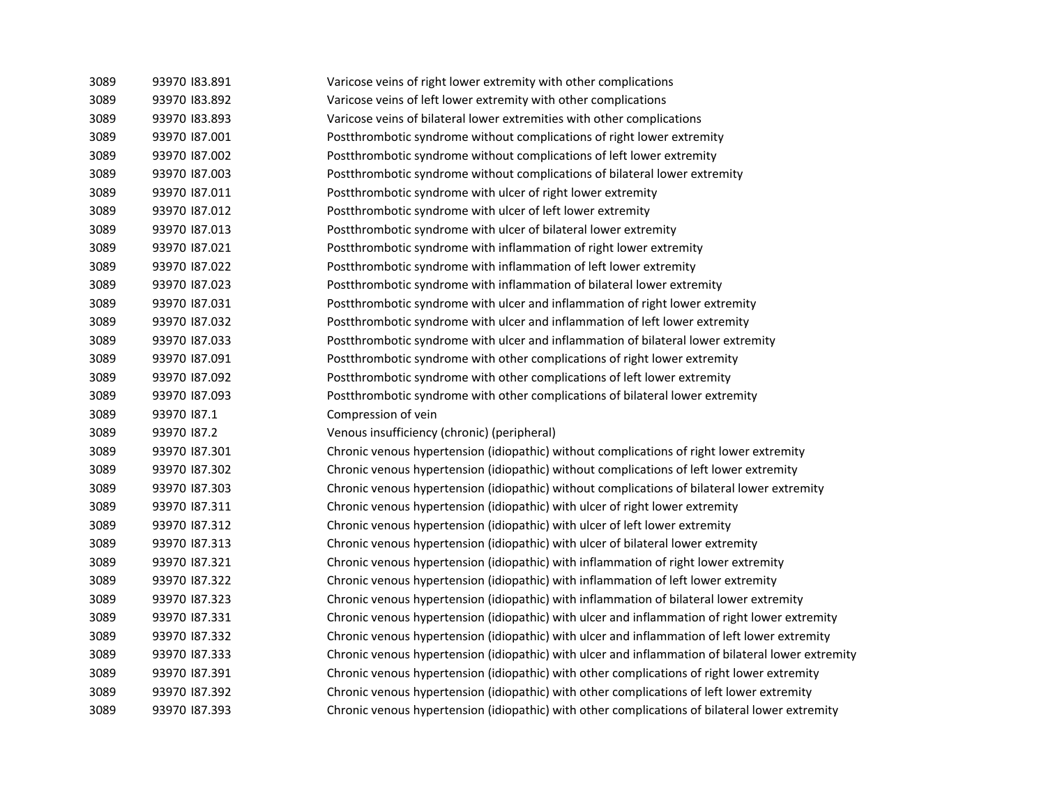| | | | |
|---|---|---|---|
| 3089 | 93970 | I83.891 | Varicose veins of right lower extremity with other complications |
| 3089 | 93970 | I83.892 | Varicose veins of left lower extremity with other complications |
| 3089 | 93970 | I83.893 | Varicose veins of bilateral lower extremities with other complications |
| 3089 | 93970 | I87.001 | Postthrombotic syndrome without complications of right lower extremity |
| 3089 | 93970 | I87.002 | Postthrombotic syndrome without complications of left lower extremity |
| 3089 | 93970 | I87.003 | Postthrombotic syndrome without complications of bilateral lower extremity |
| 3089 | 93970 | I87.011 | Postthrombotic syndrome with ulcer of right lower extremity |
| 3089 | 93970 | I87.012 | Postthrombotic syndrome with ulcer of left lower extremity |
| 3089 | 93970 | I87.013 | Postthrombotic syndrome with ulcer of bilateral lower extremity |
| 3089 | 93970 | I87.021 | Postthrombotic syndrome with inflammation of right lower extremity |
| 3089 | 93970 | I87.022 | Postthrombotic syndrome with inflammation of left lower extremity |
| 3089 | 93970 | I87.023 | Postthrombotic syndrome with inflammation of bilateral lower extremity |
| 3089 | 93970 | I87.031 | Postthrombotic syndrome with ulcer and inflammation of right lower extremity |
| 3089 | 93970 | I87.032 | Postthrombotic syndrome with ulcer and inflammation of left lower extremity |
| 3089 | 93970 | I87.033 | Postthrombotic syndrome with ulcer and inflammation of bilateral lower extremity |
| 3089 | 93970 | I87.091 | Postthrombotic syndrome with other complications of right lower extremity |
| 3089 | 93970 | I87.092 | Postthrombotic syndrome with other complications of left lower extremity |
| 3089 | 93970 | I87.093 | Postthrombotic syndrome with other complications of bilateral lower extremity |
| 3089 | 93970 | I87.1 | Compression of vein |
| 3089 | 93970 | I87.2 | Venous insufficiency (chronic) (peripheral) |
| 3089 | 93970 | I87.301 | Chronic venous hypertension (idiopathic) without complications of right lower extremity |
| 3089 | 93970 | I87.302 | Chronic venous hypertension (idiopathic) without complications of left lower extremity |
| 3089 | 93970 | I87.303 | Chronic venous hypertension (idiopathic) without complications of bilateral lower extremity |
| 3089 | 93970 | I87.311 | Chronic venous hypertension (idiopathic) with ulcer of right lower extremity |
| 3089 | 93970 | I87.312 | Chronic venous hypertension (idiopathic) with ulcer of left lower extremity |
| 3089 | 93970 | I87.313 | Chronic venous hypertension (idiopathic) with ulcer of bilateral lower extremity |
| 3089 | 93970 | I87.321 | Chronic venous hypertension (idiopathic) with inflammation of right lower extremity |
| 3089 | 93970 | I87.322 | Chronic venous hypertension (idiopathic) with inflammation of left lower extremity |
| 3089 | 93970 | I87.323 | Chronic venous hypertension (idiopathic) with inflammation of bilateral lower extremity |
| 3089 | 93970 | I87.331 | Chronic venous hypertension (idiopathic) with ulcer and inflammation of right lower extremity |
| 3089 | 93970 | I87.332 | Chronic venous hypertension (idiopathic) with ulcer and inflammation of left lower extremity |
| 3089 | 93970 | I87.333 | Chronic venous hypertension (idiopathic) with ulcer and inflammation of bilateral lower extremity |
| 3089 | 93970 | I87.391 | Chronic venous hypertension (idiopathic) with other complications of right lower extremity |
| 3089 | 93970 | I87.392 | Chronic venous hypertension (idiopathic) with other complications of left lower extremity |
| 3089 | 93970 | I87.393 | Chronic venous hypertension (idiopathic) with other complications of bilateral lower extremity |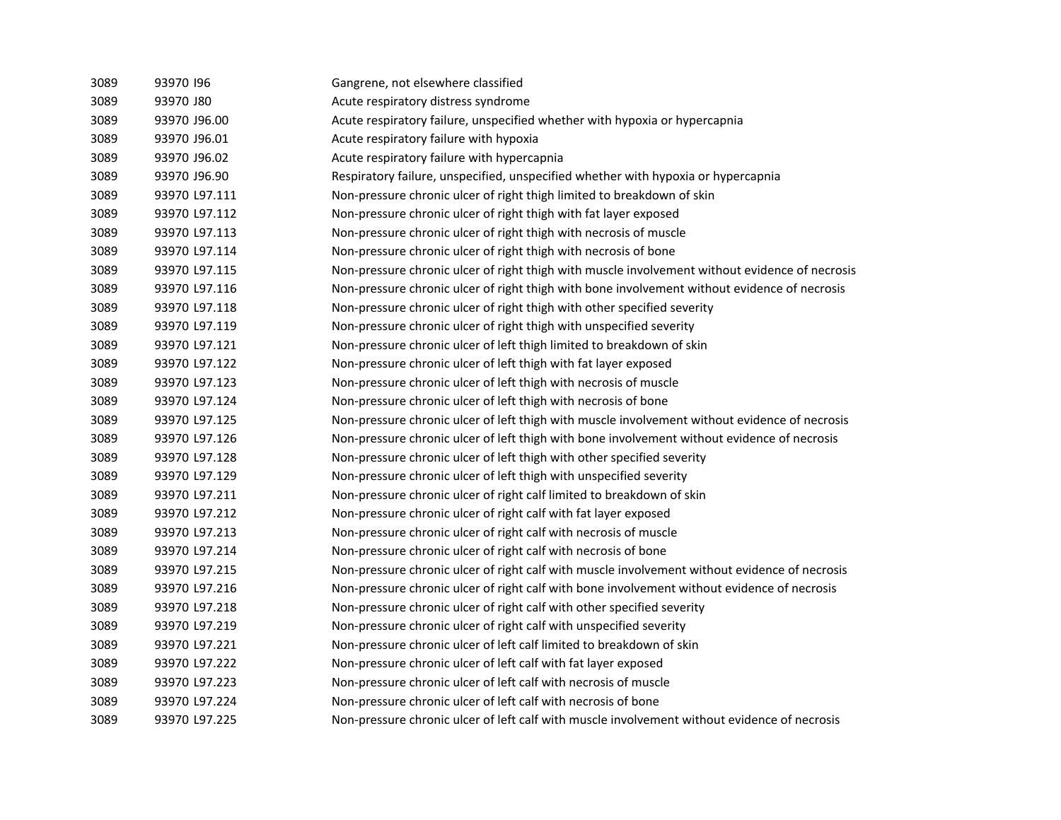| | | | |
|---|---|---|---|
| 3089 | 93970 | I96 | Gangrene, not elsewhere classified |
| 3089 | 93970 | J80 | Acute respiratory distress syndrome |
| 3089 | 93970 | J96.00 | Acute respiratory failure, unspecified whether with hypoxia or hypercapnia |
| 3089 | 93970 | J96.01 | Acute respiratory failure with hypoxia |
| 3089 | 93970 | J96.02 | Acute respiratory failure with hypercapnia |
| 3089 | 93970 | J96.90 | Respiratory failure, unspecified, unspecified whether with hypoxia or hypercapnia |
| 3089 | 93970 | L97.111 | Non-pressure chronic ulcer of right thigh limited to breakdown of skin |
| 3089 | 93970 | L97.112 | Non-pressure chronic ulcer of right thigh with fat layer exposed |
| 3089 | 93970 | L97.113 | Non-pressure chronic ulcer of right thigh with necrosis of muscle |
| 3089 | 93970 | L97.114 | Non-pressure chronic ulcer of right thigh with necrosis of bone |
| 3089 | 93970 | L97.115 | Non-pressure chronic ulcer of right thigh with muscle involvement without evidence of necrosis |
| 3089 | 93970 | L97.116 | Non-pressure chronic ulcer of right thigh with bone involvement without evidence of necrosis |
| 3089 | 93970 | L97.118 | Non-pressure chronic ulcer of right thigh with other specified severity |
| 3089 | 93970 | L97.119 | Non-pressure chronic ulcer of right thigh with unspecified severity |
| 3089 | 93970 | L97.121 | Non-pressure chronic ulcer of left thigh limited to breakdown of skin |
| 3089 | 93970 | L97.122 | Non-pressure chronic ulcer of left thigh with fat layer exposed |
| 3089 | 93970 | L97.123 | Non-pressure chronic ulcer of left thigh with necrosis of muscle |
| 3089 | 93970 | L97.124 | Non-pressure chronic ulcer of left thigh with necrosis of bone |
| 3089 | 93970 | L97.125 | Non-pressure chronic ulcer of left thigh with muscle involvement without evidence of necrosis |
| 3089 | 93970 | L97.126 | Non-pressure chronic ulcer of left thigh with bone involvement without evidence of necrosis |
| 3089 | 93970 | L97.128 | Non-pressure chronic ulcer of left thigh with other specified severity |
| 3089 | 93970 | L97.129 | Non-pressure chronic ulcer of left thigh with unspecified severity |
| 3089 | 93970 | L97.211 | Non-pressure chronic ulcer of right calf limited to breakdown of skin |
| 3089 | 93970 | L97.212 | Non-pressure chronic ulcer of right calf with fat layer exposed |
| 3089 | 93970 | L97.213 | Non-pressure chronic ulcer of right calf with necrosis of muscle |
| 3089 | 93970 | L97.214 | Non-pressure chronic ulcer of right calf with necrosis of bone |
| 3089 | 93970 | L97.215 | Non-pressure chronic ulcer of right calf with muscle involvement without evidence of necrosis |
| 3089 | 93970 | L97.216 | Non-pressure chronic ulcer of right calf with bone involvement without evidence of necrosis |
| 3089 | 93970 | L97.218 | Non-pressure chronic ulcer of right calf with other specified severity |
| 3089 | 93970 | L97.219 | Non-pressure chronic ulcer of right calf with unspecified severity |
| 3089 | 93970 | L97.221 | Non-pressure chronic ulcer of left calf limited to breakdown of skin |
| 3089 | 93970 | L97.222 | Non-pressure chronic ulcer of left calf with fat layer exposed |
| 3089 | 93970 | L97.223 | Non-pressure chronic ulcer of left calf with necrosis of muscle |
| 3089 | 93970 | L97.224 | Non-pressure chronic ulcer of left calf with necrosis of bone |
| 3089 | 93970 | L97.225 | Non-pressure chronic ulcer of left calf with muscle involvement without evidence of necrosis |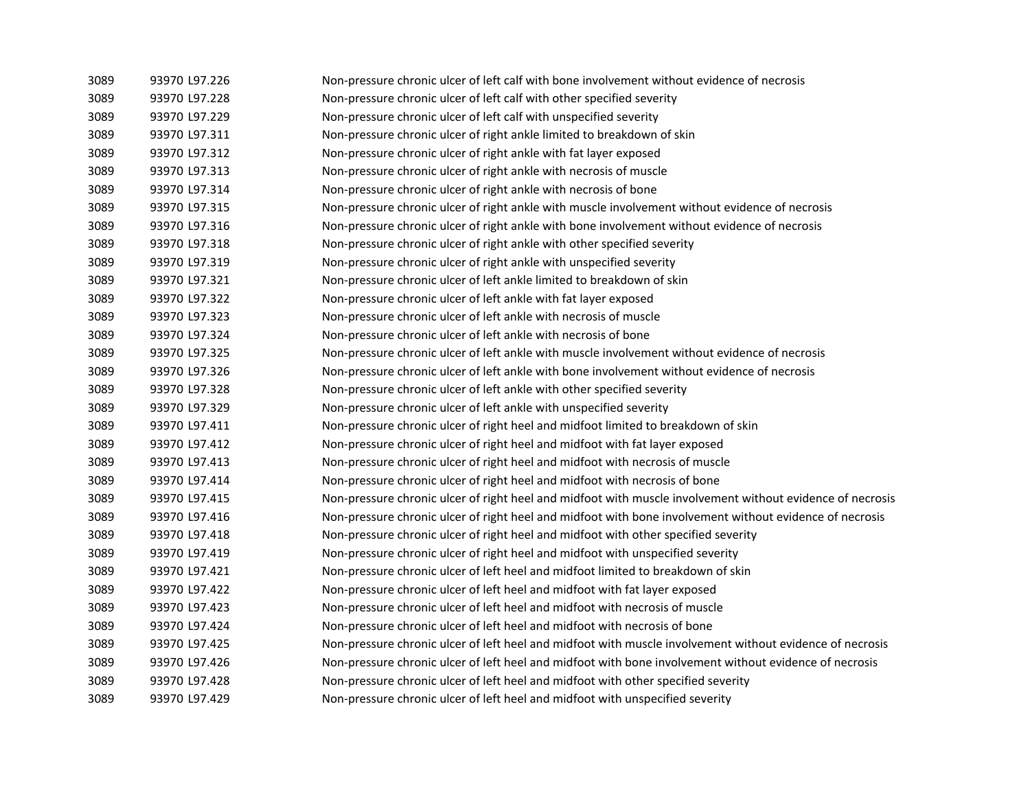| | | | |
|---|---|---|---|
| 3089 | 93970 | L97.226 | Non-pressure chronic ulcer of left calf with bone involvement without evidence of necrosis |
| 3089 | 93970 | L97.228 | Non-pressure chronic ulcer of left calf with other specified severity |
| 3089 | 93970 | L97.229 | Non-pressure chronic ulcer of left calf with unspecified severity |
| 3089 | 93970 | L97.311 | Non-pressure chronic ulcer of right ankle limited to breakdown of skin |
| 3089 | 93970 | L97.312 | Non-pressure chronic ulcer of right ankle with fat layer exposed |
| 3089 | 93970 | L97.313 | Non-pressure chronic ulcer of right ankle with necrosis of muscle |
| 3089 | 93970 | L97.314 | Non-pressure chronic ulcer of right ankle with necrosis of bone |
| 3089 | 93970 | L97.315 | Non-pressure chronic ulcer of right ankle with muscle involvement without evidence of necrosis |
| 3089 | 93970 | L97.316 | Non-pressure chronic ulcer of right ankle with bone involvement without evidence of necrosis |
| 3089 | 93970 | L97.318 | Non-pressure chronic ulcer of right ankle with other specified severity |
| 3089 | 93970 | L97.319 | Non-pressure chronic ulcer of right ankle with unspecified severity |
| 3089 | 93970 | L97.321 | Non-pressure chronic ulcer of left ankle limited to breakdown of skin |
| 3089 | 93970 | L97.322 | Non-pressure chronic ulcer of left ankle with fat layer exposed |
| 3089 | 93970 | L97.323 | Non-pressure chronic ulcer of left ankle with necrosis of muscle |
| 3089 | 93970 | L97.324 | Non-pressure chronic ulcer of left ankle with necrosis of bone |
| 3089 | 93970 | L97.325 | Non-pressure chronic ulcer of left ankle with muscle involvement without evidence of necrosis |
| 3089 | 93970 | L97.326 | Non-pressure chronic ulcer of left ankle with bone involvement without evidence of necrosis |
| 3089 | 93970 | L97.328 | Non-pressure chronic ulcer of left ankle with other specified severity |
| 3089 | 93970 | L97.329 | Non-pressure chronic ulcer of left ankle with unspecified severity |
| 3089 | 93970 | L97.411 | Non-pressure chronic ulcer of right heel and midfoot limited to breakdown of skin |
| 3089 | 93970 | L97.412 | Non-pressure chronic ulcer of right heel and midfoot with fat layer exposed |
| 3089 | 93970 | L97.413 | Non-pressure chronic ulcer of right heel and midfoot with necrosis of muscle |
| 3089 | 93970 | L97.414 | Non-pressure chronic ulcer of right heel and midfoot with necrosis of bone |
| 3089 | 93970 | L97.415 | Non-pressure chronic ulcer of right heel and midfoot with muscle involvement without evidence of necrosis |
| 3089 | 93970 | L97.416 | Non-pressure chronic ulcer of right heel and midfoot with bone involvement without evidence of necrosis |
| 3089 | 93970 | L97.418 | Non-pressure chronic ulcer of right heel and midfoot with other specified severity |
| 3089 | 93970 | L97.419 | Non-pressure chronic ulcer of right heel and midfoot with unspecified severity |
| 3089 | 93970 | L97.421 | Non-pressure chronic ulcer of left heel and midfoot limited to breakdown of skin |
| 3089 | 93970 | L97.422 | Non-pressure chronic ulcer of left heel and midfoot with fat layer exposed |
| 3089 | 93970 | L97.423 | Non-pressure chronic ulcer of left heel and midfoot with necrosis of muscle |
| 3089 | 93970 | L97.424 | Non-pressure chronic ulcer of left heel and midfoot with necrosis of bone |
| 3089 | 93970 | L97.425 | Non-pressure chronic ulcer of left heel and midfoot with muscle involvement without evidence of necrosis |
| 3089 | 93970 | L97.426 | Non-pressure chronic ulcer of left heel and midfoot with bone involvement without evidence of necrosis |
| 3089 | 93970 | L97.428 | Non-pressure chronic ulcer of left heel and midfoot with other specified severity |
| 3089 | 93970 | L97.429 | Non-pressure chronic ulcer of left heel and midfoot with unspecified severity |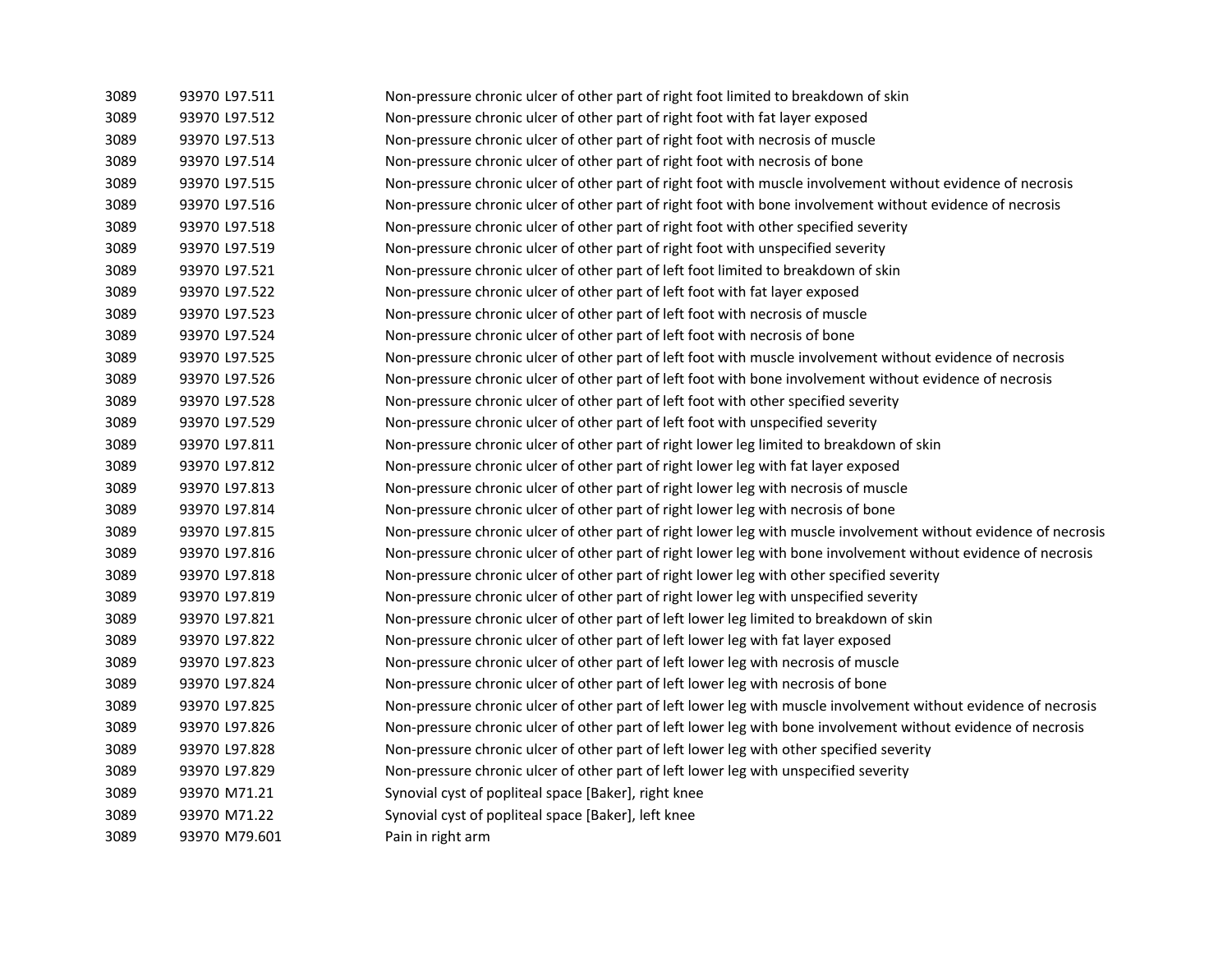| | | | |
|---|---|---|---|
| 3089 | 93970 | L97.511 | Non-pressure chronic ulcer of other part of right foot limited to breakdown of skin |
| 3089 | 93970 | L97.512 | Non-pressure chronic ulcer of other part of right foot with fat layer exposed |
| 3089 | 93970 | L97.513 | Non-pressure chronic ulcer of other part of right foot with necrosis of muscle |
| 3089 | 93970 | L97.514 | Non-pressure chronic ulcer of other part of right foot with necrosis of bone |
| 3089 | 93970 | L97.515 | Non-pressure chronic ulcer of other part of right foot with muscle involvement without evidence of necrosis |
| 3089 | 93970 | L97.516 | Non-pressure chronic ulcer of other part of right foot with bone involvement without evidence of necrosis |
| 3089 | 93970 | L97.518 | Non-pressure chronic ulcer of other part of right foot with other specified severity |
| 3089 | 93970 | L97.519 | Non-pressure chronic ulcer of other part of right foot with unspecified severity |
| 3089 | 93970 | L97.521 | Non-pressure chronic ulcer of other part of left foot limited to breakdown of skin |
| 3089 | 93970 | L97.522 | Non-pressure chronic ulcer of other part of left foot with fat layer exposed |
| 3089 | 93970 | L97.523 | Non-pressure chronic ulcer of other part of left foot with necrosis of muscle |
| 3089 | 93970 | L97.524 | Non-pressure chronic ulcer of other part of left foot with necrosis of bone |
| 3089 | 93970 | L97.525 | Non-pressure chronic ulcer of other part of left foot with muscle involvement without evidence of necrosis |
| 3089 | 93970 | L97.526 | Non-pressure chronic ulcer of other part of left foot with bone involvement without evidence of necrosis |
| 3089 | 93970 | L97.528 | Non-pressure chronic ulcer of other part of left foot with other specified severity |
| 3089 | 93970 | L97.529 | Non-pressure chronic ulcer of other part of left foot with unspecified severity |
| 3089 | 93970 | L97.811 | Non-pressure chronic ulcer of other part of right lower leg limited to breakdown of skin |
| 3089 | 93970 | L97.812 | Non-pressure chronic ulcer of other part of right lower leg with fat layer exposed |
| 3089 | 93970 | L97.813 | Non-pressure chronic ulcer of other part of right lower leg with necrosis of muscle |
| 3089 | 93970 | L97.814 | Non-pressure chronic ulcer of other part of right lower leg with necrosis of bone |
| 3089 | 93970 | L97.815 | Non-pressure chronic ulcer of other part of right lower leg with muscle involvement without evidence of necrosis |
| 3089 | 93970 | L97.816 | Non-pressure chronic ulcer of other part of right lower leg with bone involvement without evidence of necrosis |
| 3089 | 93970 | L97.818 | Non-pressure chronic ulcer of other part of right lower leg with other specified severity |
| 3089 | 93970 | L97.819 | Non-pressure chronic ulcer of other part of right lower leg with unspecified severity |
| 3089 | 93970 | L97.821 | Non-pressure chronic ulcer of other part of left lower leg limited to breakdown of skin |
| 3089 | 93970 | L97.822 | Non-pressure chronic ulcer of other part of left lower leg with fat layer exposed |
| 3089 | 93970 | L97.823 | Non-pressure chronic ulcer of other part of left lower leg with necrosis of muscle |
| 3089 | 93970 | L97.824 | Non-pressure chronic ulcer of other part of left lower leg with necrosis of bone |
| 3089 | 93970 | L97.825 | Non-pressure chronic ulcer of other part of left lower leg with muscle involvement without evidence of necrosis |
| 3089 | 93970 | L97.826 | Non-pressure chronic ulcer of other part of left lower leg with bone involvement without evidence of necrosis |
| 3089 | 93970 | L97.828 | Non-pressure chronic ulcer of other part of left lower leg with other specified severity |
| 3089 | 93970 | L97.829 | Non-pressure chronic ulcer of other part of left lower leg with unspecified severity |
| 3089 | 93970 | M71.21 | Synovial cyst of popliteal space [Baker], right knee |
| 3089 | 93970 | M71.22 | Synovial cyst of popliteal space [Baker], left knee |
| 3089 | 93970 | M79.601 | Pain in right arm |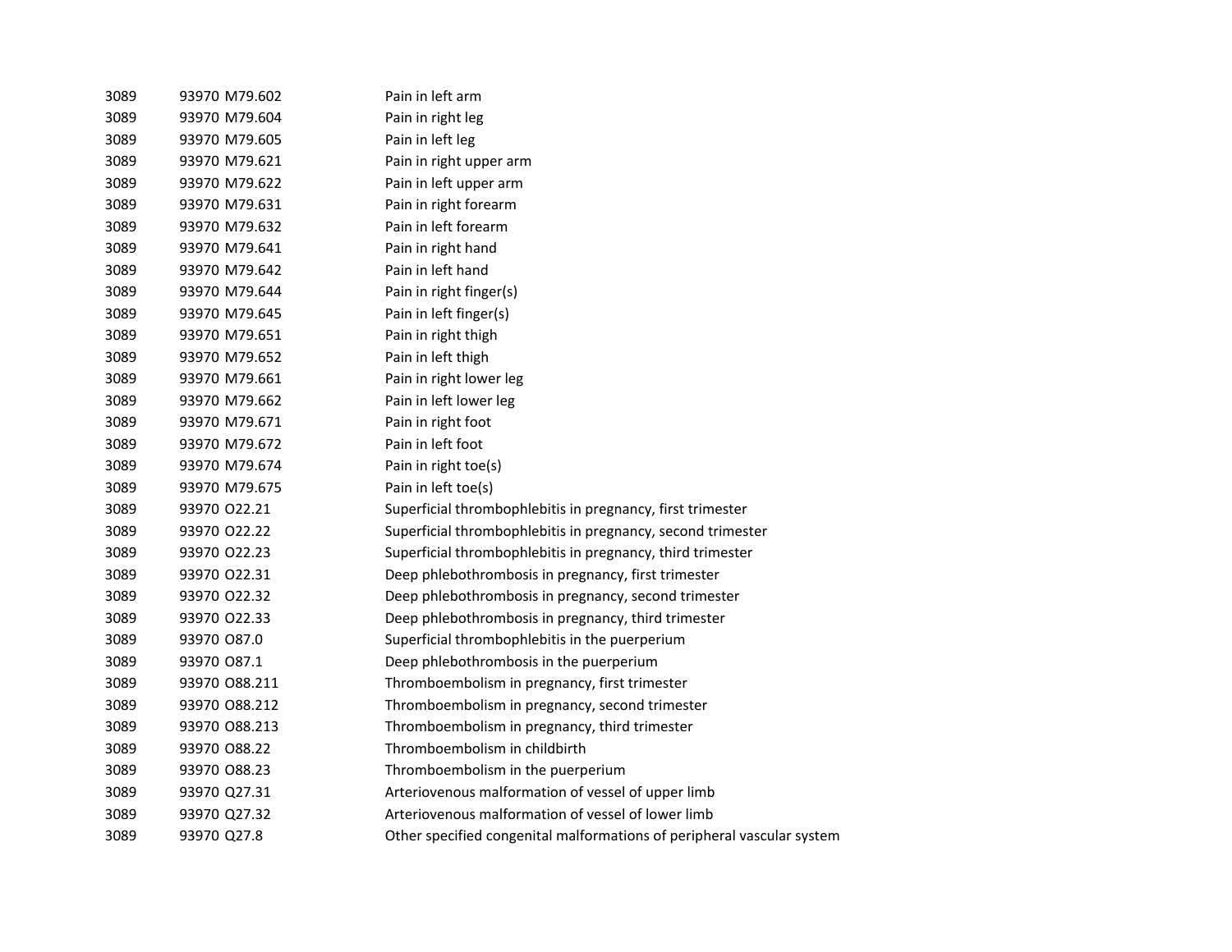| | | | |
|---|---|---|---|
| 3089 | 93970 | M79.602 | Pain in left arm |
| 3089 | 93970 | M79.604 | Pain in right leg |
| 3089 | 93970 | M79.605 | Pain in left leg |
| 3089 | 93970 | M79.621 | Pain in right upper arm |
| 3089 | 93970 | M79.622 | Pain in left upper arm |
| 3089 | 93970 | M79.631 | Pain in right forearm |
| 3089 | 93970 | M79.632 | Pain in left forearm |
| 3089 | 93970 | M79.641 | Pain in right hand |
| 3089 | 93970 | M79.642 | Pain in left hand |
| 3089 | 93970 | M79.644 | Pain in right finger(s) |
| 3089 | 93970 | M79.645 | Pain in left finger(s) |
| 3089 | 93970 | M79.651 | Pain in right thigh |
| 3089 | 93970 | M79.652 | Pain in left thigh |
| 3089 | 93970 | M79.661 | Pain in right lower leg |
| 3089 | 93970 | M79.662 | Pain in left lower leg |
| 3089 | 93970 | M79.671 | Pain in right foot |
| 3089 | 93970 | M79.672 | Pain in left foot |
| 3089 | 93970 | M79.674 | Pain in right toe(s) |
| 3089 | 93970 | M79.675 | Pain in left toe(s) |
| 3089 | 93970 | O22.21 | Superficial thrombophlebitis in pregnancy, first trimester |
| 3089 | 93970 | O22.22 | Superficial thrombophlebitis in pregnancy, second trimester |
| 3089 | 93970 | O22.23 | Superficial thrombophlebitis in pregnancy, third trimester |
| 3089 | 93970 | O22.31 | Deep phlebothrombosis in pregnancy, first trimester |
| 3089 | 93970 | O22.32 | Deep phlebothrombosis in pregnancy, second trimester |
| 3089 | 93970 | O22.33 | Deep phlebothrombosis in pregnancy, third trimester |
| 3089 | 93970 | O87.0 | Superficial thrombophlebitis in the puerperium |
| 3089 | 93970 | O87.1 | Deep phlebothrombosis in the puerperium |
| 3089 | 93970 | O88.211 | Thromboembolism in pregnancy, first trimester |
| 3089 | 93970 | O88.212 | Thromboembolism in pregnancy, second trimester |
| 3089 | 93970 | O88.213 | Thromboembolism in pregnancy, third trimester |
| 3089 | 93970 | O88.22 | Thromboembolism in childbirth |
| 3089 | 93970 | O88.23 | Thromboembolism in the puerperium |
| 3089 | 93970 | Q27.31 | Arteriovenous malformation of vessel of upper limb |
| 3089 | 93970 | Q27.32 | Arteriovenous malformation of vessel of lower limb |
| 3089 | 93970 | Q27.8 | Other specified congenital malformations of peripheral vascular system |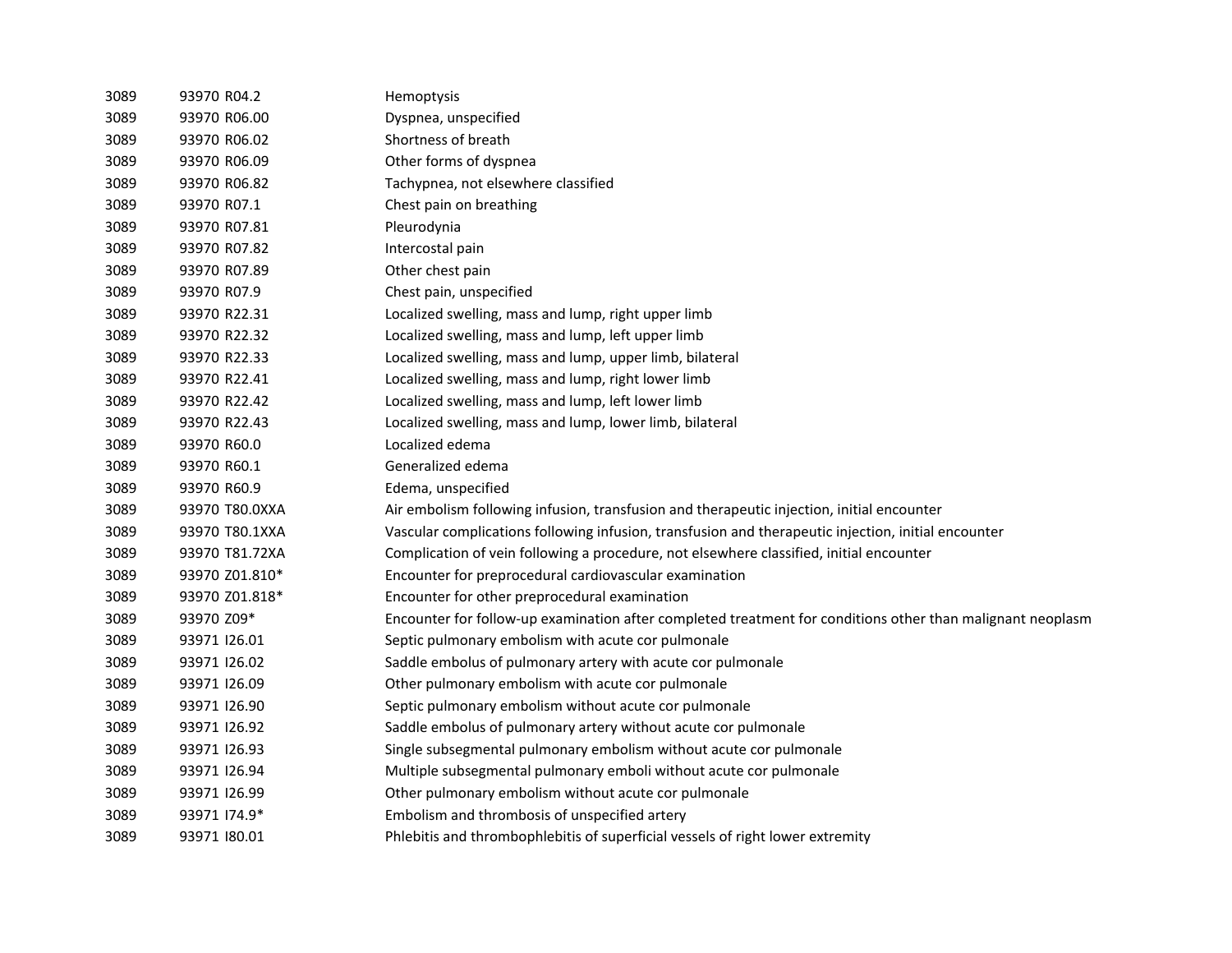| | | | |
|---|---|---|---|
| 3089 | 93970 | R04.2 | Hemoptysis |
| 3089 | 93970 | R06.00 | Dyspnea, unspecified |
| 3089 | 93970 | R06.02 | Shortness of breath |
| 3089 | 93970 | R06.09 | Other forms of dyspnea |
| 3089 | 93970 | R06.82 | Tachypnea, not elsewhere classified |
| 3089 | 93970 | R07.1 | Chest pain on breathing |
| 3089 | 93970 | R07.81 | Pleurodynia |
| 3089 | 93970 | R07.82 | Intercostal pain |
| 3089 | 93970 | R07.89 | Other chest pain |
| 3089 | 93970 | R07.9 | Chest pain, unspecified |
| 3089 | 93970 | R22.31 | Localized swelling, mass and lump, right upper limb |
| 3089 | 93970 | R22.32 | Localized swelling, mass and lump, left upper limb |
| 3089 | 93970 | R22.33 | Localized swelling, mass and lump, upper limb, bilateral |
| 3089 | 93970 | R22.41 | Localized swelling, mass and lump, right lower limb |
| 3089 | 93970 | R22.42 | Localized swelling, mass and lump, left lower limb |
| 3089 | 93970 | R22.43 | Localized swelling, mass and lump, lower limb, bilateral |
| 3089 | 93970 | R60.0 | Localized edema |
| 3089 | 93970 | R60.1 | Generalized edema |
| 3089 | 93970 | R60.9 | Edema, unspecified |
| 3089 | 93970 | T80.0XXA | Air embolism following infusion, transfusion and therapeutic injection, initial encounter |
| 3089 | 93970 | T80.1XXA | Vascular complications following infusion, transfusion and therapeutic injection, initial encounter |
| 3089 | 93970 | T81.72XA | Complication of vein following a procedure, not elsewhere classified, initial encounter |
| 3089 | 93970 | Z01.810* | Encounter for preprocedural cardiovascular examination |
| 3089 | 93970 | Z01.818* | Encounter for other preprocedural examination |
| 3089 | 93970 | Z09* | Encounter for follow-up examination after completed treatment for conditions other than malignant neoplasm |
| 3089 | 93971 | I26.01 | Septic pulmonary embolism with acute cor pulmonale |
| 3089 | 93971 | I26.02 | Saddle embolus of pulmonary artery with acute cor pulmonale |
| 3089 | 93971 | I26.09 | Other pulmonary embolism with acute cor pulmonale |
| 3089 | 93971 | I26.90 | Septic pulmonary embolism without acute cor pulmonale |
| 3089 | 93971 | I26.92 | Saddle embolus of pulmonary artery without acute cor pulmonale |
| 3089 | 93971 | I26.93 | Single subsegmental pulmonary embolism without acute cor pulmonale |
| 3089 | 93971 | I26.94 | Multiple subsegmental pulmonary emboli without acute cor pulmonale |
| 3089 | 93971 | I26.99 | Other pulmonary embolism without acute cor pulmonale |
| 3089 | 93971 | I74.9* | Embolism and thrombosis of unspecified artery |
| 3089 | 93971 | I80.01 | Phlebitis and thrombophlebitis of superficial vessels of right lower extremity |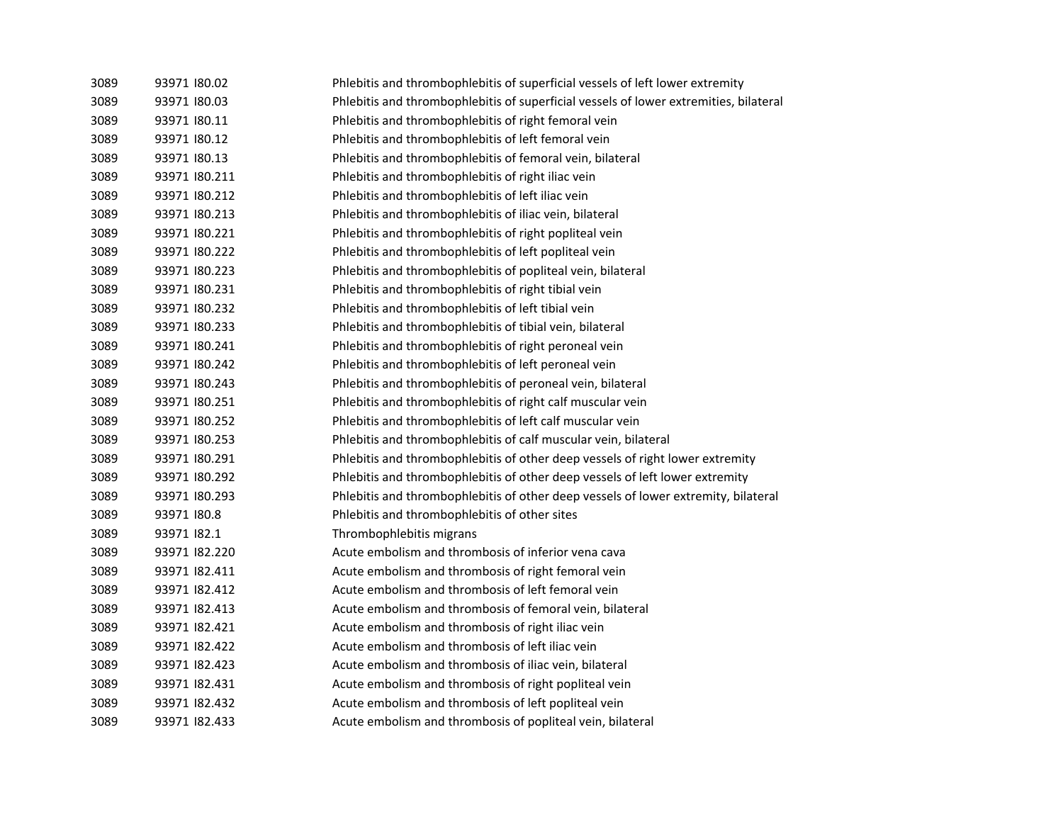| | | | |
|---|---|---|---|
| 3089 | 93971 | I80.02 | Phlebitis and thrombophlebitis of superficial vessels of left lower extremity |
| 3089 | 93971 | I80.03 | Phlebitis and thrombophlebitis of superficial vessels of lower extremities, bilateral |
| 3089 | 93971 | I80.11 | Phlebitis and thrombophlebitis of right femoral vein |
| 3089 | 93971 | I80.12 | Phlebitis and thrombophlebitis of left femoral vein |
| 3089 | 93971 | I80.13 | Phlebitis and thrombophlebitis of femoral vein, bilateral |
| 3089 | 93971 | I80.211 | Phlebitis and thrombophlebitis of right iliac vein |
| 3089 | 93971 | I80.212 | Phlebitis and thrombophlebitis of left iliac vein |
| 3089 | 93971 | I80.213 | Phlebitis and thrombophlebitis of iliac vein, bilateral |
| 3089 | 93971 | I80.221 | Phlebitis and thrombophlebitis of right popliteal vein |
| 3089 | 93971 | I80.222 | Phlebitis and thrombophlebitis of left popliteal vein |
| 3089 | 93971 | I80.223 | Phlebitis and thrombophlebitis of popliteal vein, bilateral |
| 3089 | 93971 | I80.231 | Phlebitis and thrombophlebitis of right tibial vein |
| 3089 | 93971 | I80.232 | Phlebitis and thrombophlebitis of left tibial vein |
| 3089 | 93971 | I80.233 | Phlebitis and thrombophlebitis of tibial vein, bilateral |
| 3089 | 93971 | I80.241 | Phlebitis and thrombophlebitis of right peroneal vein |
| 3089 | 93971 | I80.242 | Phlebitis and thrombophlebitis of left peroneal vein |
| 3089 | 93971 | I80.243 | Phlebitis and thrombophlebitis of peroneal vein, bilateral |
| 3089 | 93971 | I80.251 | Phlebitis and thrombophlebitis of right calf muscular vein |
| 3089 | 93971 | I80.252 | Phlebitis and thrombophlebitis of left calf muscular vein |
| 3089 | 93971 | I80.253 | Phlebitis and thrombophlebitis of calf muscular vein, bilateral |
| 3089 | 93971 | I80.291 | Phlebitis and thrombophlebitis of other deep vessels of right lower extremity |
| 3089 | 93971 | I80.292 | Phlebitis and thrombophlebitis of other deep vessels of left lower extremity |
| 3089 | 93971 | I80.293 | Phlebitis and thrombophlebitis of other deep vessels of lower extremity, bilateral |
| 3089 | 93971 | I80.8 | Phlebitis and thrombophlebitis of other sites |
| 3089 | 93971 | I82.1 | Thrombophlebitis migrans |
| 3089 | 93971 | I82.220 | Acute embolism and thrombosis of inferior vena cava |
| 3089 | 93971 | I82.411 | Acute embolism and thrombosis of right femoral vein |
| 3089 | 93971 | I82.412 | Acute embolism and thrombosis of left femoral vein |
| 3089 | 93971 | I82.413 | Acute embolism and thrombosis of femoral vein, bilateral |
| 3089 | 93971 | I82.421 | Acute embolism and thrombosis of right iliac vein |
| 3089 | 93971 | I82.422 | Acute embolism and thrombosis of left iliac vein |
| 3089 | 93971 | I82.423 | Acute embolism and thrombosis of iliac vein, bilateral |
| 3089 | 93971 | I82.431 | Acute embolism and thrombosis of right popliteal vein |
| 3089 | 93971 | I82.432 | Acute embolism and thrombosis of left popliteal vein |
| 3089 | 93971 | I82.433 | Acute embolism and thrombosis of popliteal vein, bilateral |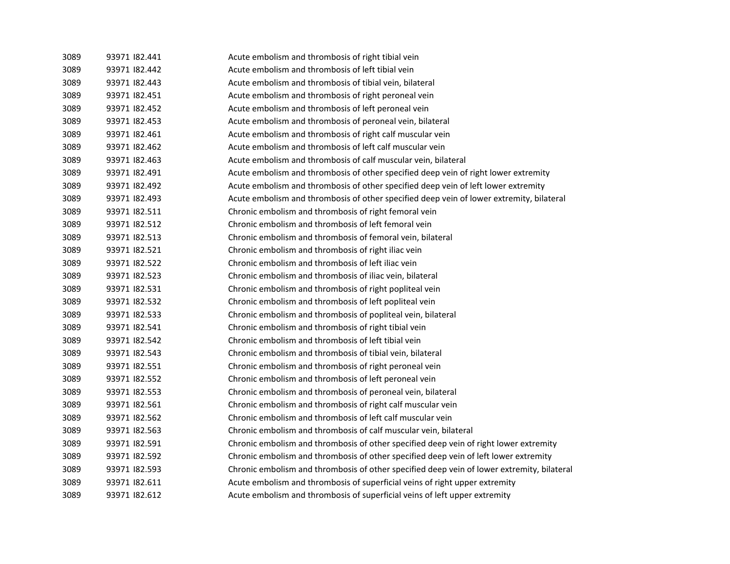| | | | |
|---|---|---|---|
| 3089 | 93971 | I82.441 | Acute embolism and thrombosis of right tibial vein |
| 3089 | 93971 | I82.442 | Acute embolism and thrombosis of left tibial vein |
| 3089 | 93971 | I82.443 | Acute embolism and thrombosis of tibial vein, bilateral |
| 3089 | 93971 | I82.451 | Acute embolism and thrombosis of right peroneal vein |
| 3089 | 93971 | I82.452 | Acute embolism and thrombosis of left peroneal vein |
| 3089 | 93971 | I82.453 | Acute embolism and thrombosis of peroneal vein, bilateral |
| 3089 | 93971 | I82.461 | Acute embolism and thrombosis of right calf muscular vein |
| 3089 | 93971 | I82.462 | Acute embolism and thrombosis of left calf muscular vein |
| 3089 | 93971 | I82.463 | Acute embolism and thrombosis of calf muscular vein, bilateral |
| 3089 | 93971 | I82.491 | Acute embolism and thrombosis of other specified deep vein of right lower extremity |
| 3089 | 93971 | I82.492 | Acute embolism and thrombosis of other specified deep vein of left lower extremity |
| 3089 | 93971 | I82.493 | Acute embolism and thrombosis of other specified deep vein of lower extremity, bilateral |
| 3089 | 93971 | I82.511 | Chronic embolism and thrombosis of right femoral vein |
| 3089 | 93971 | I82.512 | Chronic embolism and thrombosis of left femoral vein |
| 3089 | 93971 | I82.513 | Chronic embolism and thrombosis of femoral vein, bilateral |
| 3089 | 93971 | I82.521 | Chronic embolism and thrombosis of right iliac vein |
| 3089 | 93971 | I82.522 | Chronic embolism and thrombosis of left iliac vein |
| 3089 | 93971 | I82.523 | Chronic embolism and thrombosis of iliac vein, bilateral |
| 3089 | 93971 | I82.531 | Chronic embolism and thrombosis of right popliteal vein |
| 3089 | 93971 | I82.532 | Chronic embolism and thrombosis of left popliteal vein |
| 3089 | 93971 | I82.533 | Chronic embolism and thrombosis of popliteal vein, bilateral |
| 3089 | 93971 | I82.541 | Chronic embolism and thrombosis of right tibial vein |
| 3089 | 93971 | I82.542 | Chronic embolism and thrombosis of left tibial vein |
| 3089 | 93971 | I82.543 | Chronic embolism and thrombosis of tibial vein, bilateral |
| 3089 | 93971 | I82.551 | Chronic embolism and thrombosis of right peroneal vein |
| 3089 | 93971 | I82.552 | Chronic embolism and thrombosis of left peroneal vein |
| 3089 | 93971 | I82.553 | Chronic embolism and thrombosis of peroneal vein, bilateral |
| 3089 | 93971 | I82.561 | Chronic embolism and thrombosis of right calf muscular vein |
| 3089 | 93971 | I82.562 | Chronic embolism and thrombosis of left calf muscular vein |
| 3089 | 93971 | I82.563 | Chronic embolism and thrombosis of calf muscular vein, bilateral |
| 3089 | 93971 | I82.591 | Chronic embolism and thrombosis of other specified deep vein of right lower extremity |
| 3089 | 93971 | I82.592 | Chronic embolism and thrombosis of other specified deep vein of left lower extremity |
| 3089 | 93971 | I82.593 | Chronic embolism and thrombosis of other specified deep vein of lower extremity, bilateral |
| 3089 | 93971 | I82.611 | Acute embolism and thrombosis of superficial veins of right upper extremity |
| 3089 | 93971 | I82.612 | Acute embolism and thrombosis of superficial veins of left upper extremity |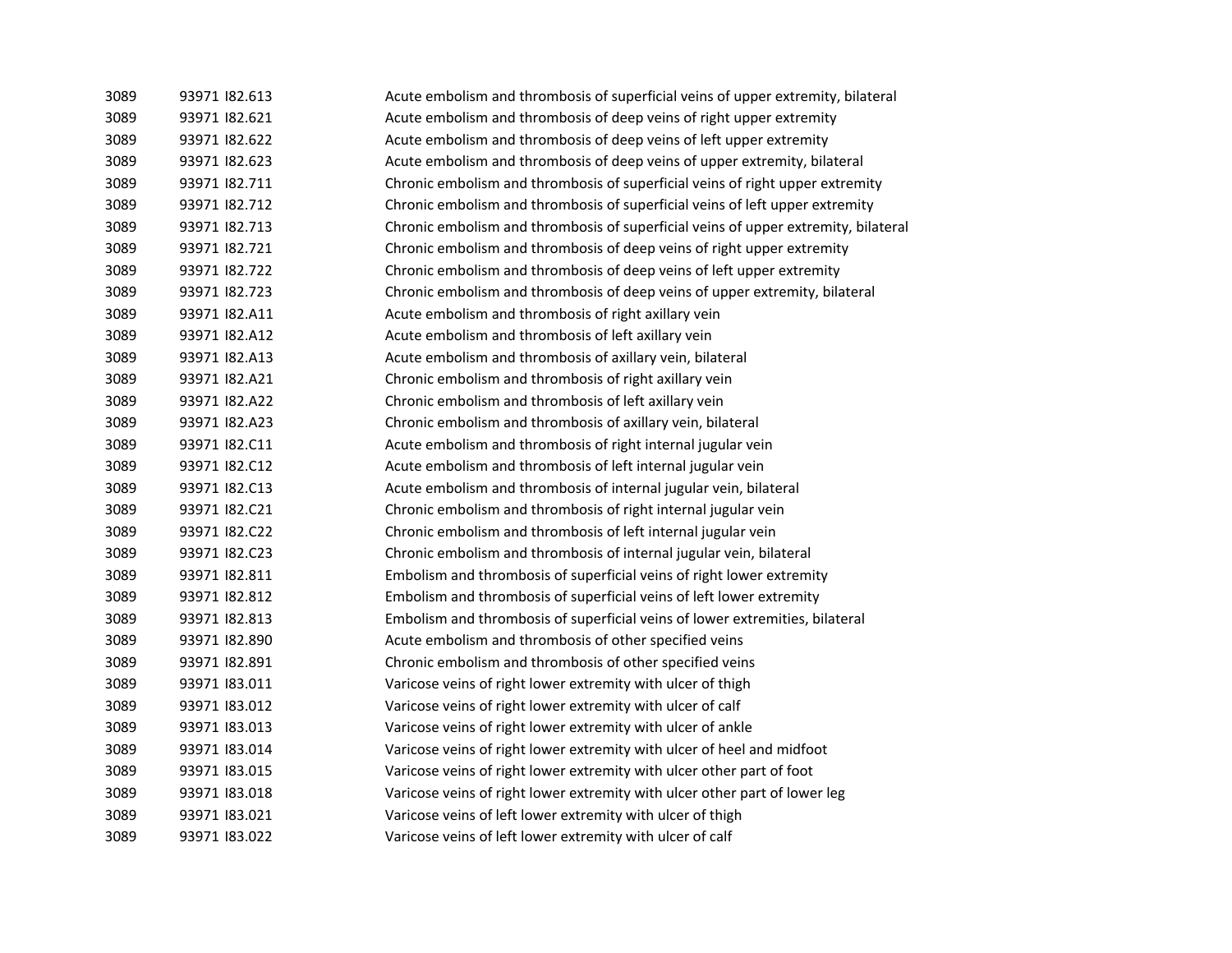| | | | |
|---|---|---|---|
| 3089 | 93971 | I82.613 | Acute embolism and thrombosis of superficial veins of upper extremity, bilateral |
| 3089 | 93971 | I82.621 | Acute embolism and thrombosis of deep veins of right upper extremity |
| 3089 | 93971 | I82.622 | Acute embolism and thrombosis of deep veins of left upper extremity |
| 3089 | 93971 | I82.623 | Acute embolism and thrombosis of deep veins of upper extremity, bilateral |
| 3089 | 93971 | I82.711 | Chronic embolism and thrombosis of superficial veins of right upper extremity |
| 3089 | 93971 | I82.712 | Chronic embolism and thrombosis of superficial veins of left upper extremity |
| 3089 | 93971 | I82.713 | Chronic embolism and thrombosis of superficial veins of upper extremity, bilateral |
| 3089 | 93971 | I82.721 | Chronic embolism and thrombosis of deep veins of right upper extremity |
| 3089 | 93971 | I82.722 | Chronic embolism and thrombosis of deep veins of left upper extremity |
| 3089 | 93971 | I82.723 | Chronic embolism and thrombosis of deep veins of upper extremity, bilateral |
| 3089 | 93971 | I82.A11 | Acute embolism and thrombosis of right axillary vein |
| 3089 | 93971 | I82.A12 | Acute embolism and thrombosis of left axillary vein |
| 3089 | 93971 | I82.A13 | Acute embolism and thrombosis of axillary vein, bilateral |
| 3089 | 93971 | I82.A21 | Chronic embolism and thrombosis of right axillary vein |
| 3089 | 93971 | I82.A22 | Chronic embolism and thrombosis of left axillary vein |
| 3089 | 93971 | I82.A23 | Chronic embolism and thrombosis of axillary vein, bilateral |
| 3089 | 93971 | I82.C11 | Acute embolism and thrombosis of right internal jugular vein |
| 3089 | 93971 | I82.C12 | Acute embolism and thrombosis of left internal jugular vein |
| 3089 | 93971 | I82.C13 | Acute embolism and thrombosis of internal jugular vein, bilateral |
| 3089 | 93971 | I82.C21 | Chronic embolism and thrombosis of right internal jugular vein |
| 3089 | 93971 | I82.C22 | Chronic embolism and thrombosis of left internal jugular vein |
| 3089 | 93971 | I82.C23 | Chronic embolism and thrombosis of internal jugular vein, bilateral |
| 3089 | 93971 | I82.811 | Embolism and thrombosis of superficial veins of right lower extremity |
| 3089 | 93971 | I82.812 | Embolism and thrombosis of superficial veins of left lower extremity |
| 3089 | 93971 | I82.813 | Embolism and thrombosis of superficial veins of lower extremities, bilateral |
| 3089 | 93971 | I82.890 | Acute embolism and thrombosis of other specified veins |
| 3089 | 93971 | I82.891 | Chronic embolism and thrombosis of other specified veins |
| 3089 | 93971 | I83.011 | Varicose veins of right lower extremity with ulcer of thigh |
| 3089 | 93971 | I83.012 | Varicose veins of right lower extremity with ulcer of calf |
| 3089 | 93971 | I83.013 | Varicose veins of right lower extremity with ulcer of ankle |
| 3089 | 93971 | I83.014 | Varicose veins of right lower extremity with ulcer of heel and midfoot |
| 3089 | 93971 | I83.015 | Varicose veins of right lower extremity with ulcer other part of foot |
| 3089 | 93971 | I83.018 | Varicose veins of right lower extremity with ulcer other part of lower leg |
| 3089 | 93971 | I83.021 | Varicose veins of left lower extremity with ulcer of thigh |
| 3089 | 93971 | I83.022 | Varicose veins of left lower extremity with ulcer of calf |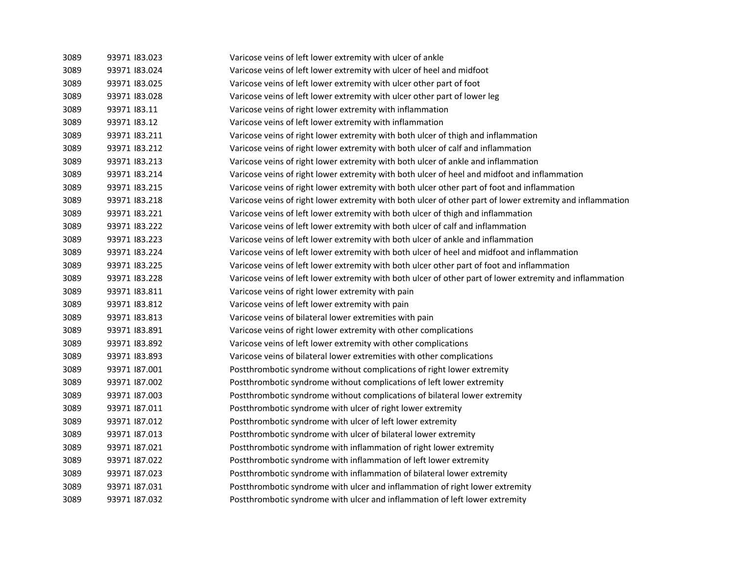| | | | |
|---|---|---|---|
| 3089 | 93971 | I83.023 | Varicose veins of left lower extremity with ulcer of ankle |
| 3089 | 93971 | I83.024 | Varicose veins of left lower extremity with ulcer of heel and midfoot |
| 3089 | 93971 | I83.025 | Varicose veins of left lower extremity with ulcer other part of foot |
| 3089 | 93971 | I83.028 | Varicose veins of left lower extremity with ulcer other part of lower leg |
| 3089 | 93971 | I83.11 | Varicose veins of right lower extremity with inflammation |
| 3089 | 93971 | I83.12 | Varicose veins of left lower extremity with inflammation |
| 3089 | 93971 | I83.211 | Varicose veins of right lower extremity with both ulcer of thigh and inflammation |
| 3089 | 93971 | I83.212 | Varicose veins of right lower extremity with both ulcer of calf and inflammation |
| 3089 | 93971 | I83.213 | Varicose veins of right lower extremity with both ulcer of ankle and inflammation |
| 3089 | 93971 | I83.214 | Varicose veins of right lower extremity with both ulcer of heel and midfoot and inflammation |
| 3089 | 93971 | I83.215 | Varicose veins of right lower extremity with both ulcer other part of foot and inflammation |
| 3089 | 93971 | I83.218 | Varicose veins of right lower extremity with both ulcer of other part of lower extremity and inflammation |
| 3089 | 93971 | I83.221 | Varicose veins of left lower extremity with both ulcer of thigh and inflammation |
| 3089 | 93971 | I83.222 | Varicose veins of left lower extremity with both ulcer of calf and inflammation |
| 3089 | 93971 | I83.223 | Varicose veins of left lower extremity with both ulcer of ankle and inflammation |
| 3089 | 93971 | I83.224 | Varicose veins of left lower extremity with both ulcer of heel and midfoot and inflammation |
| 3089 | 93971 | I83.225 | Varicose veins of left lower extremity with both ulcer other part of foot and inflammation |
| 3089 | 93971 | I83.228 | Varicose veins of left lower extremity with both ulcer of other part of lower extremity and inflammation |
| 3089 | 93971 | I83.811 | Varicose veins of right lower extremity with pain |
| 3089 | 93971 | I83.812 | Varicose veins of left lower extremity with pain |
| 3089 | 93971 | I83.813 | Varicose veins of bilateral lower extremities with pain |
| 3089 | 93971 | I83.891 | Varicose veins of right lower extremity with other complications |
| 3089 | 93971 | I83.892 | Varicose veins of left lower extremity with other complications |
| 3089 | 93971 | I83.893 | Varicose veins of bilateral lower extremities with other complications |
| 3089 | 93971 | I87.001 | Postthrombotic syndrome without complications of right lower extremity |
| 3089 | 93971 | I87.002 | Postthrombotic syndrome without complications of left lower extremity |
| 3089 | 93971 | I87.003 | Postthrombotic syndrome without complications of bilateral lower extremity |
| 3089 | 93971 | I87.011 | Postthrombotic syndrome with ulcer of right lower extremity |
| 3089 | 93971 | I87.012 | Postthrombotic syndrome with ulcer of left lower extremity |
| 3089 | 93971 | I87.013 | Postthrombotic syndrome with ulcer of bilateral lower extremity |
| 3089 | 93971 | I87.021 | Postthrombotic syndrome with inflammation of right lower extremity |
| 3089 | 93971 | I87.022 | Postthrombotic syndrome with inflammation of left lower extremity |
| 3089 | 93971 | I87.023 | Postthrombotic syndrome with inflammation of bilateral lower extremity |
| 3089 | 93971 | I87.031 | Postthrombotic syndrome with ulcer and inflammation of right lower extremity |
| 3089 | 93971 | I87.032 | Postthrombotic syndrome with ulcer and inflammation of left lower extremity |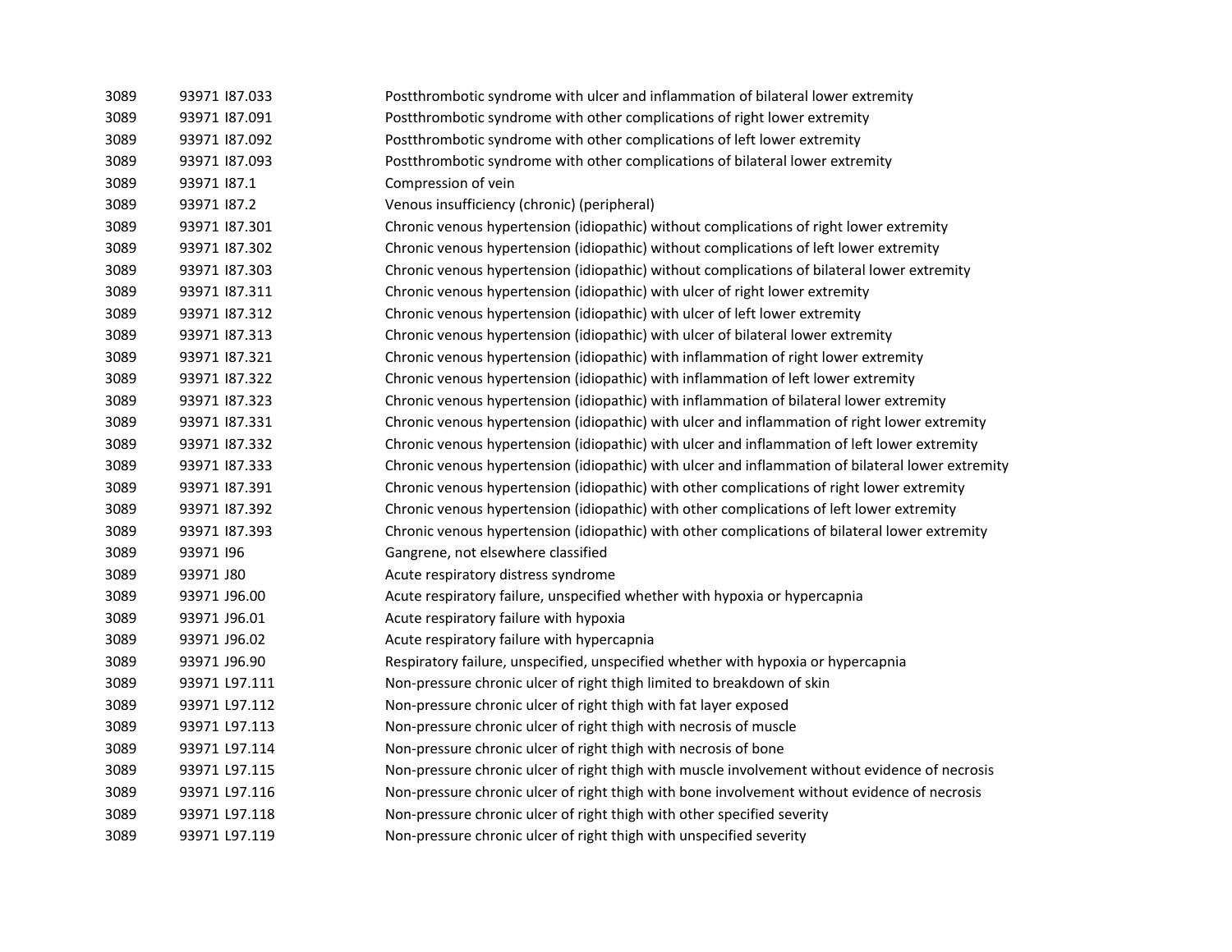| | | | |
|---|---|---|---|
| 3089 | 93971 | I87.033 | Postthrombotic syndrome with ulcer and inflammation of bilateral lower extremity |
| 3089 | 93971 | I87.091 | Postthrombotic syndrome with other complications of right lower extremity |
| 3089 | 93971 | I87.092 | Postthrombotic syndrome with other complications of left lower extremity |
| 3089 | 93971 | I87.093 | Postthrombotic syndrome with other complications of bilateral lower extremity |
| 3089 | 93971 | I87.1 | Compression of vein |
| 3089 | 93971 | I87.2 | Venous insufficiency (chronic) (peripheral) |
| 3089 | 93971 | I87.301 | Chronic venous hypertension (idiopathic) without complications of right lower extremity |
| 3089 | 93971 | I87.302 | Chronic venous hypertension (idiopathic) without complications of left lower extremity |
| 3089 | 93971 | I87.303 | Chronic venous hypertension (idiopathic) without complications of bilateral lower extremity |
| 3089 | 93971 | I87.311 | Chronic venous hypertension (idiopathic) with ulcer of right lower extremity |
| 3089 | 93971 | I87.312 | Chronic venous hypertension (idiopathic) with ulcer of left lower extremity |
| 3089 | 93971 | I87.313 | Chronic venous hypertension (idiopathic) with ulcer of bilateral lower extremity |
| 3089 | 93971 | I87.321 | Chronic venous hypertension (idiopathic) with inflammation of right lower extremity |
| 3089 | 93971 | I87.322 | Chronic venous hypertension (idiopathic) with inflammation of left lower extremity |
| 3089 | 93971 | I87.323 | Chronic venous hypertension (idiopathic) with inflammation of bilateral lower extremity |
| 3089 | 93971 | I87.331 | Chronic venous hypertension (idiopathic) with ulcer and inflammation of right lower extremity |
| 3089 | 93971 | I87.332 | Chronic venous hypertension (idiopathic) with ulcer and inflammation of left lower extremity |
| 3089 | 93971 | I87.333 | Chronic venous hypertension (idiopathic) with ulcer and inflammation of bilateral lower extremity |
| 3089 | 93971 | I87.391 | Chronic venous hypertension (idiopathic) with other complications of right lower extremity |
| 3089 | 93971 | I87.392 | Chronic venous hypertension (idiopathic) with other complications of left lower extremity |
| 3089 | 93971 | I87.393 | Chronic venous hypertension (idiopathic) with other complications of bilateral lower extremity |
| 3089 | 93971 | I96 | Gangrene, not elsewhere classified |
| 3089 | 93971 | J80 | Acute respiratory distress syndrome |
| 3089 | 93971 | J96.00 | Acute respiratory failure, unspecified whether with hypoxia or hypercapnia |
| 3089 | 93971 | J96.01 | Acute respiratory failure with hypoxia |
| 3089 | 93971 | J96.02 | Acute respiratory failure with hypercapnia |
| 3089 | 93971 | J96.90 | Respiratory failure, unspecified, unspecified whether with hypoxia or hypercapnia |
| 3089 | 93971 | L97.111 | Non-pressure chronic ulcer of right thigh limited to breakdown of skin |
| 3089 | 93971 | L97.112 | Non-pressure chronic ulcer of right thigh with fat layer exposed |
| 3089 | 93971 | L97.113 | Non-pressure chronic ulcer of right thigh with necrosis of muscle |
| 3089 | 93971 | L97.114 | Non-pressure chronic ulcer of right thigh with necrosis of bone |
| 3089 | 93971 | L97.115 | Non-pressure chronic ulcer of right thigh with muscle involvement without evidence of necrosis |
| 3089 | 93971 | L97.116 | Non-pressure chronic ulcer of right thigh with bone involvement without evidence of necrosis |
| 3089 | 93971 | L97.118 | Non-pressure chronic ulcer of right thigh with other specified severity |
| 3089 | 93971 | L97.119 | Non-pressure chronic ulcer of right thigh with unspecified severity |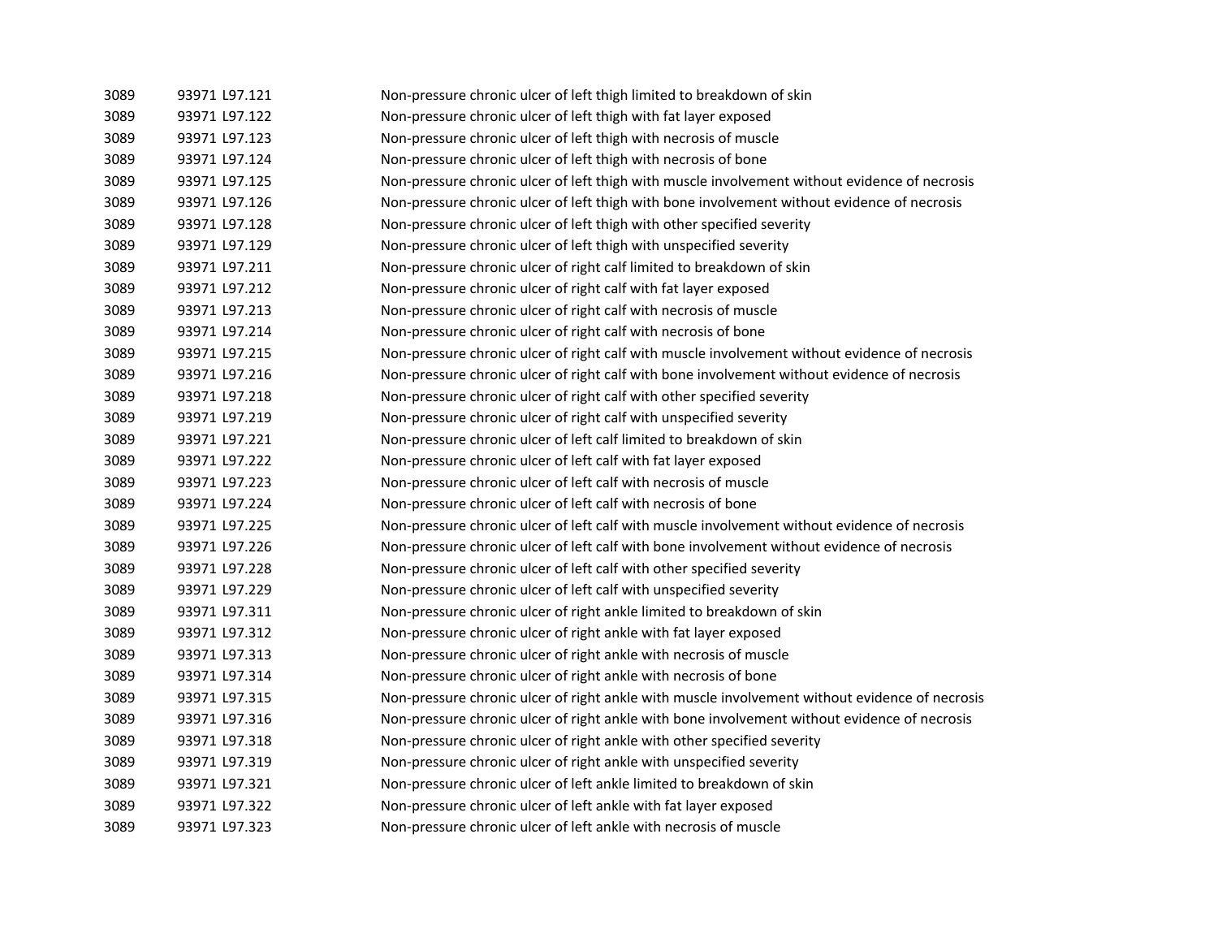| | | | |
|---|---|---|---|
| 3089 | 93971 | L97.121 | Non-pressure chronic ulcer of left thigh limited to breakdown of skin |
| 3089 | 93971 | L97.122 | Non-pressure chronic ulcer of left thigh with fat layer exposed |
| 3089 | 93971 | L97.123 | Non-pressure chronic ulcer of left thigh with necrosis of muscle |
| 3089 | 93971 | L97.124 | Non-pressure chronic ulcer of left thigh with necrosis of bone |
| 3089 | 93971 | L97.125 | Non-pressure chronic ulcer of left thigh with muscle involvement without evidence of necrosis |
| 3089 | 93971 | L97.126 | Non-pressure chronic ulcer of left thigh with bone involvement without evidence of necrosis |
| 3089 | 93971 | L97.128 | Non-pressure chronic ulcer of left thigh with other specified severity |
| 3089 | 93971 | L97.129 | Non-pressure chronic ulcer of left thigh with unspecified severity |
| 3089 | 93971 | L97.211 | Non-pressure chronic ulcer of right calf limited to breakdown of skin |
| 3089 | 93971 | L97.212 | Non-pressure chronic ulcer of right calf with fat layer exposed |
| 3089 | 93971 | L97.213 | Non-pressure chronic ulcer of right calf with necrosis of muscle |
| 3089 | 93971 | L97.214 | Non-pressure chronic ulcer of right calf with necrosis of bone |
| 3089 | 93971 | L97.215 | Non-pressure chronic ulcer of right calf with muscle involvement without evidence of necrosis |
| 3089 | 93971 | L97.216 | Non-pressure chronic ulcer of right calf with bone involvement without evidence of necrosis |
| 3089 | 93971 | L97.218 | Non-pressure chronic ulcer of right calf with other specified severity |
| 3089 | 93971 | L97.219 | Non-pressure chronic ulcer of right calf with unspecified severity |
| 3089 | 93971 | L97.221 | Non-pressure chronic ulcer of left calf limited to breakdown of skin |
| 3089 | 93971 | L97.222 | Non-pressure chronic ulcer of left calf with fat layer exposed |
| 3089 | 93971 | L97.223 | Non-pressure chronic ulcer of left calf with necrosis of muscle |
| 3089 | 93971 | L97.224 | Non-pressure chronic ulcer of left calf with necrosis of bone |
| 3089 | 93971 | L97.225 | Non-pressure chronic ulcer of left calf with muscle involvement without evidence of necrosis |
| 3089 | 93971 | L97.226 | Non-pressure chronic ulcer of left calf with bone involvement without evidence of necrosis |
| 3089 | 93971 | L97.228 | Non-pressure chronic ulcer of left calf with other specified severity |
| 3089 | 93971 | L97.229 | Non-pressure chronic ulcer of left calf with unspecified severity |
| 3089 | 93971 | L97.311 | Non-pressure chronic ulcer of right ankle limited to breakdown of skin |
| 3089 | 93971 | L97.312 | Non-pressure chronic ulcer of right ankle with fat layer exposed |
| 3089 | 93971 | L97.313 | Non-pressure chronic ulcer of right ankle with necrosis of muscle |
| 3089 | 93971 | L97.314 | Non-pressure chronic ulcer of right ankle with necrosis of bone |
| 3089 | 93971 | L97.315 | Non-pressure chronic ulcer of right ankle with muscle involvement without evidence of necrosis |
| 3089 | 93971 | L97.316 | Non-pressure chronic ulcer of right ankle with bone involvement without evidence of necrosis |
| 3089 | 93971 | L97.318 | Non-pressure chronic ulcer of right ankle with other specified severity |
| 3089 | 93971 | L97.319 | Non-pressure chronic ulcer of right ankle with unspecified severity |
| 3089 | 93971 | L97.321 | Non-pressure chronic ulcer of left ankle limited to breakdown of skin |
| 3089 | 93971 | L97.322 | Non-pressure chronic ulcer of left ankle with fat layer exposed |
| 3089 | 93971 | L97.323 | Non-pressure chronic ulcer of left ankle with necrosis of muscle |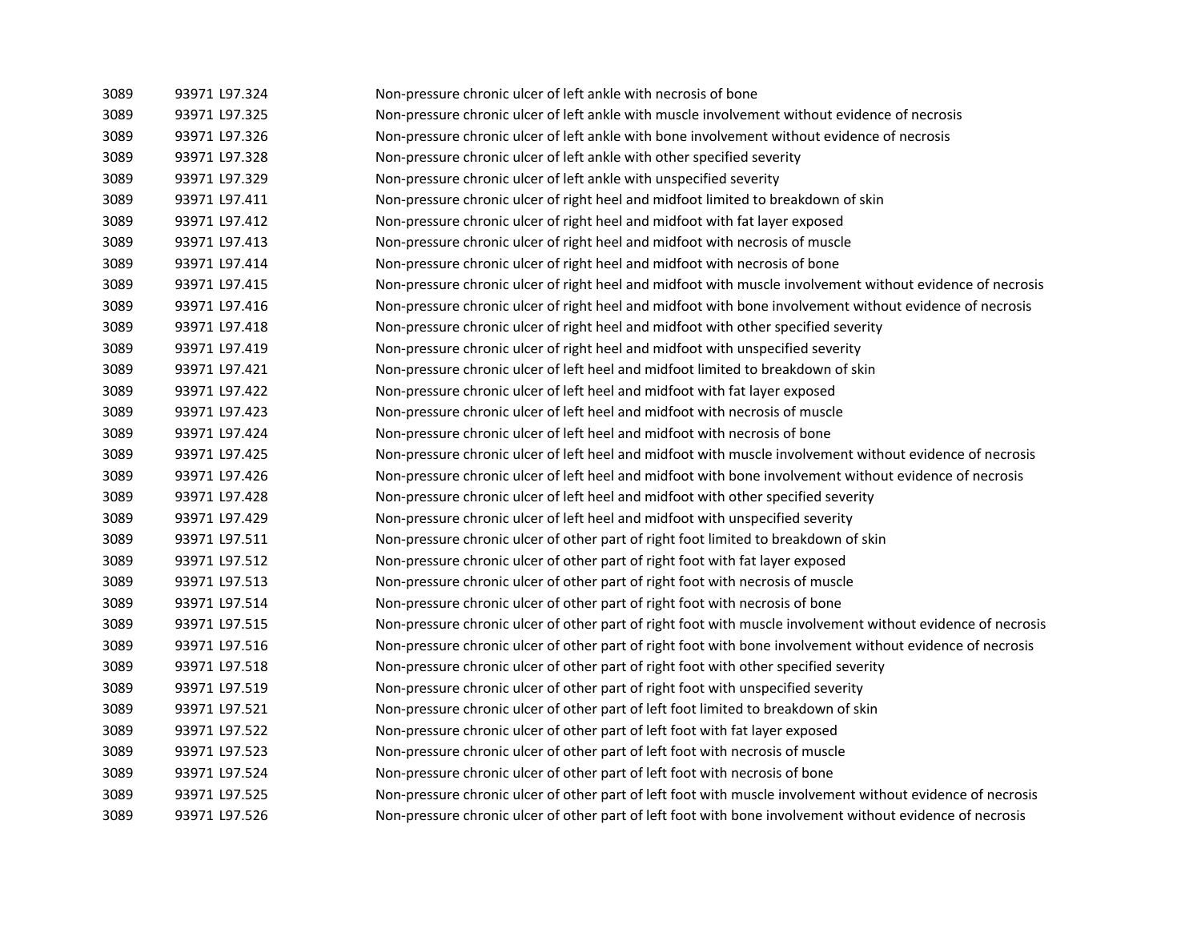| | | |
|---|---|---|
| 3089 | 93971 L97.324 | Non-pressure chronic ulcer of left ankle with necrosis of bone |
| 3089 | 93971 L97.325 | Non-pressure chronic ulcer of left ankle with muscle involvement without evidence of necrosis |
| 3089 | 93971 L97.326 | Non-pressure chronic ulcer of left ankle with bone involvement without evidence of necrosis |
| 3089 | 93971 L97.328 | Non-pressure chronic ulcer of left ankle with other specified severity |
| 3089 | 93971 L97.329 | Non-pressure chronic ulcer of left ankle with unspecified severity |
| 3089 | 93971 L97.411 | Non-pressure chronic ulcer of right heel and midfoot limited to breakdown of skin |
| 3089 | 93971 L97.412 | Non-pressure chronic ulcer of right heel and midfoot with fat layer exposed |
| 3089 | 93971 L97.413 | Non-pressure chronic ulcer of right heel and midfoot with necrosis of muscle |
| 3089 | 93971 L97.414 | Non-pressure chronic ulcer of right heel and midfoot with necrosis of bone |
| 3089 | 93971 L97.415 | Non-pressure chronic ulcer of right heel and midfoot with muscle involvement without evidence of necrosis |
| 3089 | 93971 L97.416 | Non-pressure chronic ulcer of right heel and midfoot with bone involvement without evidence of necrosis |
| 3089 | 93971 L97.418 | Non-pressure chronic ulcer of right heel and midfoot with other specified severity |
| 3089 | 93971 L97.419 | Non-pressure chronic ulcer of right heel and midfoot with unspecified severity |
| 3089 | 93971 L97.421 | Non-pressure chronic ulcer of left heel and midfoot limited to breakdown of skin |
| 3089 | 93971 L97.422 | Non-pressure chronic ulcer of left heel and midfoot with fat layer exposed |
| 3089 | 93971 L97.423 | Non-pressure chronic ulcer of left heel and midfoot with necrosis of muscle |
| 3089 | 93971 L97.424 | Non-pressure chronic ulcer of left heel and midfoot with necrosis of bone |
| 3089 | 93971 L97.425 | Non-pressure chronic ulcer of left heel and midfoot with muscle involvement without evidence of necrosis |
| 3089 | 93971 L97.426 | Non-pressure chronic ulcer of left heel and midfoot with bone involvement without evidence of necrosis |
| 3089 | 93971 L97.428 | Non-pressure chronic ulcer of left heel and midfoot with other specified severity |
| 3089 | 93971 L97.429 | Non-pressure chronic ulcer of left heel and midfoot with unspecified severity |
| 3089 | 93971 L97.511 | Non-pressure chronic ulcer of other part of right foot limited to breakdown of skin |
| 3089 | 93971 L97.512 | Non-pressure chronic ulcer of other part of right foot with fat layer exposed |
| 3089 | 93971 L97.513 | Non-pressure chronic ulcer of other part of right foot with necrosis of muscle |
| 3089 | 93971 L97.514 | Non-pressure chronic ulcer of other part of right foot with necrosis of bone |
| 3089 | 93971 L97.515 | Non-pressure chronic ulcer of other part of right foot with muscle involvement without evidence of necrosis |
| 3089 | 93971 L97.516 | Non-pressure chronic ulcer of other part of right foot with bone involvement without evidence of necrosis |
| 3089 | 93971 L97.518 | Non-pressure chronic ulcer of other part of right foot with other specified severity |
| 3089 | 93971 L97.519 | Non-pressure chronic ulcer of other part of right foot with unspecified severity |
| 3089 | 93971 L97.521 | Non-pressure chronic ulcer of other part of left foot limited to breakdown of skin |
| 3089 | 93971 L97.522 | Non-pressure chronic ulcer of other part of left foot with fat layer exposed |
| 3089 | 93971 L97.523 | Non-pressure chronic ulcer of other part of left foot with necrosis of muscle |
| 3089 | 93971 L97.524 | Non-pressure chronic ulcer of other part of left foot with necrosis of bone |
| 3089 | 93971 L97.525 | Non-pressure chronic ulcer of other part of left foot with muscle involvement without evidence of necrosis |
| 3089 | 93971 L97.526 | Non-pressure chronic ulcer of other part of left foot with bone involvement without evidence of necrosis |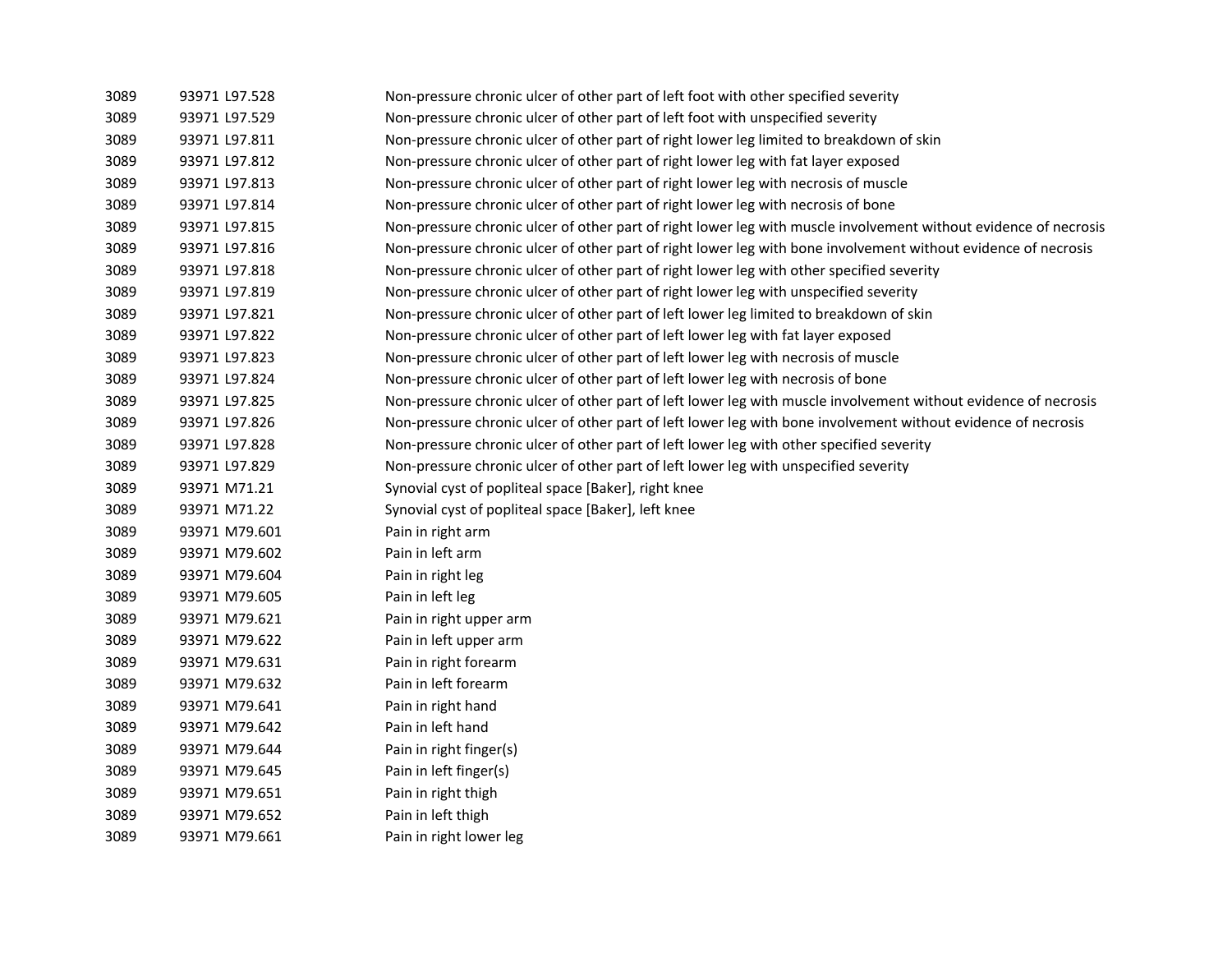| | | | |
|---|---|---|---|
| 3089 | 93971 | L97.528 | Non-pressure chronic ulcer of other part of left foot with other specified severity |
| 3089 | 93971 | L97.529 | Non-pressure chronic ulcer of other part of left foot with unspecified severity |
| 3089 | 93971 | L97.811 | Non-pressure chronic ulcer of other part of right lower leg limited to breakdown of skin |
| 3089 | 93971 | L97.812 | Non-pressure chronic ulcer of other part of right lower leg with fat layer exposed |
| 3089 | 93971 | L97.813 | Non-pressure chronic ulcer of other part of right lower leg with necrosis of muscle |
| 3089 | 93971 | L97.814 | Non-pressure chronic ulcer of other part of right lower leg with necrosis of bone |
| 3089 | 93971 | L97.815 | Non-pressure chronic ulcer of other part of right lower leg with muscle involvement without evidence of necrosis |
| 3089 | 93971 | L97.816 | Non-pressure chronic ulcer of other part of right lower leg with bone involvement without evidence of necrosis |
| 3089 | 93971 | L97.818 | Non-pressure chronic ulcer of other part of right lower leg with other specified severity |
| 3089 | 93971 | L97.819 | Non-pressure chronic ulcer of other part of right lower leg with unspecified severity |
| 3089 | 93971 | L97.821 | Non-pressure chronic ulcer of other part of left lower leg limited to breakdown of skin |
| 3089 | 93971 | L97.822 | Non-pressure chronic ulcer of other part of left lower leg with fat layer exposed |
| 3089 | 93971 | L97.823 | Non-pressure chronic ulcer of other part of left lower leg with necrosis of muscle |
| 3089 | 93971 | L97.824 | Non-pressure chronic ulcer of other part of left lower leg with necrosis of bone |
| 3089 | 93971 | L97.825 | Non-pressure chronic ulcer of other part of left lower leg with muscle involvement without evidence of necrosis |
| 3089 | 93971 | L97.826 | Non-pressure chronic ulcer of other part of left lower leg with bone involvement without evidence of necrosis |
| 3089 | 93971 | L97.828 | Non-pressure chronic ulcer of other part of left lower leg with other specified severity |
| 3089 | 93971 | L97.829 | Non-pressure chronic ulcer of other part of left lower leg with unspecified severity |
| 3089 | 93971 | M71.21 | Synovial cyst of popliteal space [Baker], right knee |
| 3089 | 93971 | M71.22 | Synovial cyst of popliteal space [Baker], left knee |
| 3089 | 93971 | M79.601 | Pain in right arm |
| 3089 | 93971 | M79.602 | Pain in left arm |
| 3089 | 93971 | M79.604 | Pain in right leg |
| 3089 | 93971 | M79.605 | Pain in left leg |
| 3089 | 93971 | M79.621 | Pain in right upper arm |
| 3089 | 93971 | M79.622 | Pain in left upper arm |
| 3089 | 93971 | M79.631 | Pain in right forearm |
| 3089 | 93971 | M79.632 | Pain in left forearm |
| 3089 | 93971 | M79.641 | Pain in right hand |
| 3089 | 93971 | M79.642 | Pain in left hand |
| 3089 | 93971 | M79.644 | Pain in right finger(s) |
| 3089 | 93971 | M79.645 | Pain in left finger(s) |
| 3089 | 93971 | M79.651 | Pain in right thigh |
| 3089 | 93971 | M79.652 | Pain in left thigh |
| 3089 | 93971 | M79.661 | Pain in right lower leg |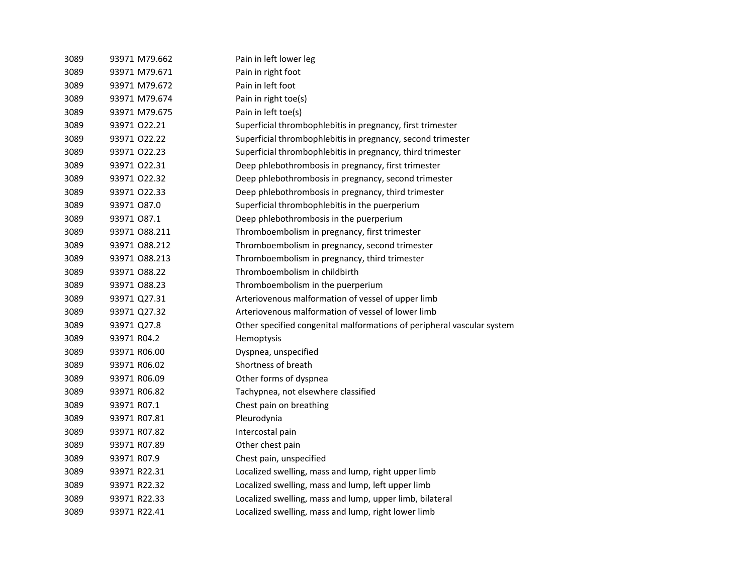| | | | |
|---|---|---|---|
| 3089 | 93971 | M79.662 | Pain in left lower leg |
| 3089 | 93971 | M79.671 | Pain in right foot |
| 3089 | 93971 | M79.672 | Pain in left foot |
| 3089 | 93971 | M79.674 | Pain in right toe(s) |
| 3089 | 93971 | M79.675 | Pain in left toe(s) |
| 3089 | 93971 | O22.21 | Superficial thrombophlebitis in pregnancy, first trimester |
| 3089 | 93971 | O22.22 | Superficial thrombophlebitis in pregnancy, second trimester |
| 3089 | 93971 | O22.23 | Superficial thrombophlebitis in pregnancy, third trimester |
| 3089 | 93971 | O22.31 | Deep phlebothrombosis in pregnancy, first trimester |
| 3089 | 93971 | O22.32 | Deep phlebothrombosis in pregnancy, second trimester |
| 3089 | 93971 | O22.33 | Deep phlebothrombosis in pregnancy, third trimester |
| 3089 | 93971 | O87.0 | Superficial thrombophlebitis in the puerperium |
| 3089 | 93971 | O87.1 | Deep phlebothrombosis in the puerperium |
| 3089 | 93971 | O88.211 | Thromboembolism in pregnancy, first trimester |
| 3089 | 93971 | O88.212 | Thromboembolism in pregnancy, second trimester |
| 3089 | 93971 | O88.213 | Thromboembolism in pregnancy, third trimester |
| 3089 | 93971 | O88.22 | Thromboembolism in childbirth |
| 3089 | 93971 | O88.23 | Thromboembolism in the puerperium |
| 3089 | 93971 | Q27.31 | Arteriovenous malformation of vessel of upper limb |
| 3089 | 93971 | Q27.32 | Arteriovenous malformation of vessel of lower limb |
| 3089 | 93971 | Q27.8 | Other specified congenital malformations of peripheral vascular system |
| 3089 | 93971 | R04.2 | Hemoptysis |
| 3089 | 93971 | R06.00 | Dyspnea, unspecified |
| 3089 | 93971 | R06.02 | Shortness of breath |
| 3089 | 93971 | R06.09 | Other forms of dyspnea |
| 3089 | 93971 | R06.82 | Tachypnea, not elsewhere classified |
| 3089 | 93971 | R07.1 | Chest pain on breathing |
| 3089 | 93971 | R07.81 | Pleurodynia |
| 3089 | 93971 | R07.82 | Intercostal pain |
| 3089 | 93971 | R07.89 | Other chest pain |
| 3089 | 93971 | R07.9 | Chest pain, unspecified |
| 3089 | 93971 | R22.31 | Localized swelling, mass and lump, right upper limb |
| 3089 | 93971 | R22.32 | Localized swelling, mass and lump, left upper limb |
| 3089 | 93971 | R22.33 | Localized swelling, mass and lump, upper limb, bilateral |
| 3089 | 93971 | R22.41 | Localized swelling, mass and lump, right lower limb |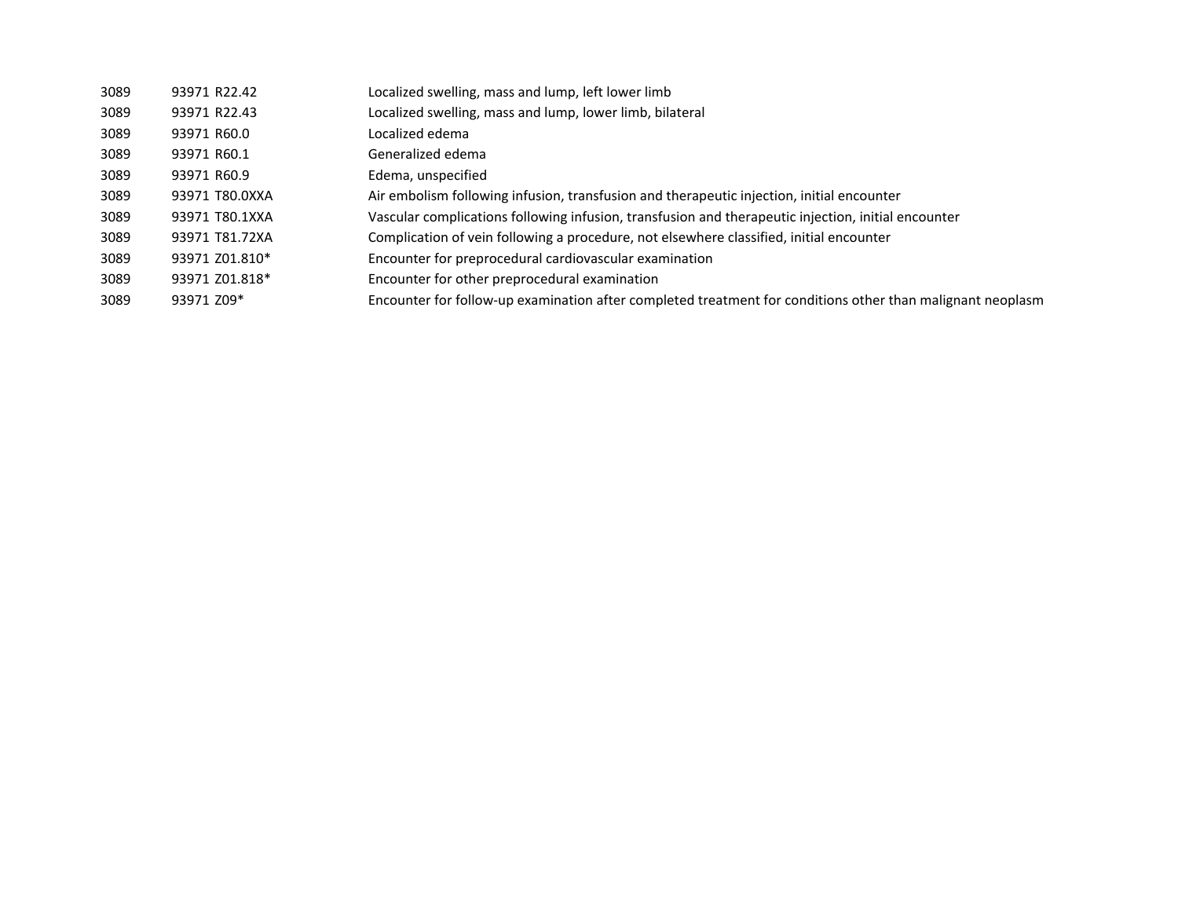| | | | |
|---|---|---|---|
| 3089 | 93971 | R22.42 | Localized swelling, mass and lump, left lower limb |
| 3089 | 93971 | R22.43 | Localized swelling, mass and lump, lower limb, bilateral |
| 3089 | 93971 | R60.0 | Localized edema |
| 3089 | 93971 | R60.1 | Generalized edema |
| 3089 | 93971 | R60.9 | Edema, unspecified |
| 3089 | 93971 | T80.0XXA | Air embolism following infusion, transfusion and therapeutic injection, initial encounter |
| 3089 | 93971 | T80.1XXA | Vascular complications following infusion, transfusion and therapeutic injection, initial encounter |
| 3089 | 93971 | T81.72XA | Complication of vein following a procedure, not elsewhere classified, initial encounter |
| 3089 | 93971 | Z01.810* | Encounter for preprocedural cardiovascular examination |
| 3089 | 93971 | Z01.818* | Encounter for other preprocedural examination |
| 3089 | 93971 | Z09* | Encounter for follow-up examination after completed treatment for conditions other than malignant neoplasm |